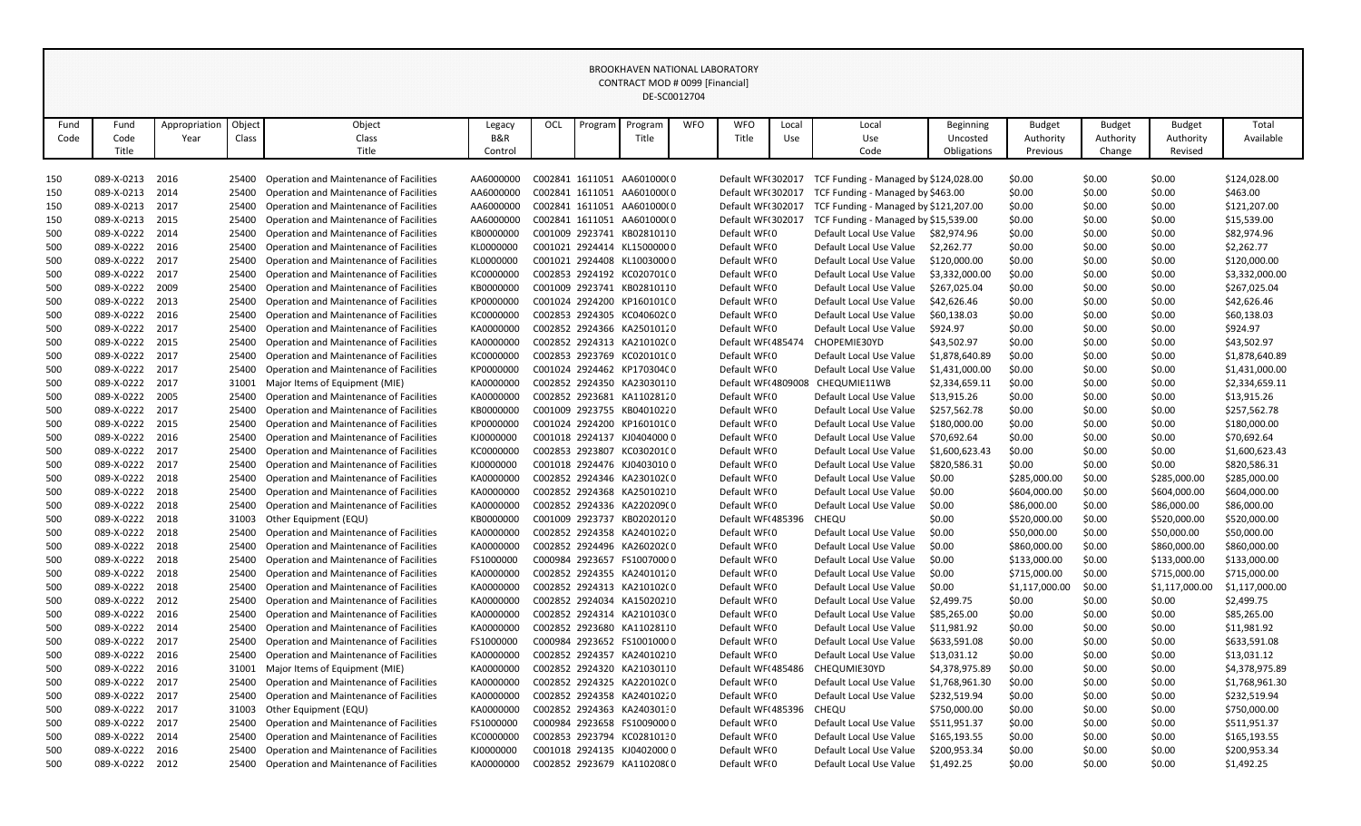# BROOKHAVEN NATIONAL LABORATORY
## CONTRACT MOD # 0099 [Financial]
### DE-SC0012704

| Fund Code | Fund Code Title | Appropriation Year | Object Class | Object Class Title | Legacy B&R Control | OCL | Program | Program Title | WFO | WFO Title | Local Use | Local Use Code | Beginning Uncosted Obligations | Budget Authority Previous | Budget Authority Change | Budget Authority Revised | Total Available |
|---|---|---|---|---|---|---|---|---|---|---|---|---|---|---|---|---|---|
| 150 | 089-X-0213 | 2016 | 25400 | Operation and Maintenance of Facilities | AA6000000 | C002841 | 1611051 | AA601000(0 | | Default WF(302017 | | TCF Funding - Managed by $124,028.00 | | $0.00 | $0.00 | $0.00 | $124,028.00 |
| 150 | 089-X-0213 | 2014 | 25400 | Operation and Maintenance of Facilities | AA6000000 | C002841 | 1611051 | AA601000(0 | | Default WF(302017 | | TCF Funding - Managed by $463.00 | | $0.00 | $0.00 | $0.00 | $463.00 |
| 150 | 089-X-0213 | 2017 | 25400 | Operation and Maintenance of Facilities | AA6000000 | C002841 | 1611051 | AA601000(0 | | Default WF(302017 | | TCF Funding - Managed by $121,207.00 | | $0.00 | $0.00 | $0.00 | $121,207.00 |
| 150 | 089-X-0213 | 2015 | 25400 | Operation and Maintenance of Facilities | AA6000000 | C002841 | 1611051 | AA601000(0 | | Default WF(302017 | | TCF Funding - Managed by $15,539.00 | | $0.00 | $0.00 | $0.00 | $15,539.00 |
| 500 | 089-X-0222 | 2014 | 25400 | Operation and Maintenance of Facilities | KB0000000 | C001009 | 2923741 | KB0281011 0 | | Default WF(0 | | Default Local Use Value | $82,974.96 | $0.00 | $0.00 | $0.00 | $82,974.96 |
| 500 | 089-X-0222 | 2016 | 25400 | Operation and Maintenance of Facilities | KL0000000 | C001021 | 2924414 | KL15000000 | | Default WF(0 | | Default Local Use Value | $2,262.77 | $0.00 | $0.00 | $0.00 | $2,262.77 |
| 500 | 089-X-0222 | 2017 | 25400 | Operation and Maintenance of Facilities | KL0000000 | C001021 | 2924408 | KL10030000 | | Default WF(0 | | Default Local Use Value | $120,000.00 | $0.00 | $0.00 | $0.00 | $120,000.00 |
| 500 | 089-X-0222 | 2017 | 25400 | Operation and Maintenance of Facilities | KC0000000 | C002853 | 2924192 | KC020701C0 | | Default WF(0 | | Default Local Use Value | $3,332,000.00 | $0.00 | $0.00 | $0.00 | $3,332,000.00 |
| 500 | 089-X-0222 | 2009 | 25400 | Operation and Maintenance of Facilities | KB0000000 | C001009 | 2923741 | KB0281011 0 | | Default WF(0 | | Default Local Use Value | $267,025.04 | $0.00 | $0.00 | $0.00 | $267,025.04 |
| 500 | 089-X-0222 | 2013 | 25400 | Operation and Maintenance of Facilities | KP0000000 | C001024 | 2924200 | KP160101C0 | | Default WF(0 | | Default Local Use Value | $42,626.46 | $0.00 | $0.00 | $0.00 | $42,626.46 |
| 500 | 089-X-0222 | 2016 | 25400 | Operation and Maintenance of Facilities | KC0000000 | C002853 | 2924305 | KC040602C0 | | Default WF(0 | | Default Local Use Value | $60,138.03 | $0.00 | $0.00 | $0.00 | $60,138.03 |
| 500 | 089-X-0222 | 2017 | 25400 | Operation and Maintenance of Facilities | KA0000000 | C002852 | 2924366 | KA25010120 | | Default WF(0 | | Default Local Use Value | $924.97 | $0.00 | $0.00 | $0.00 | $924.97 |
| 500 | 089-X-0222 | 2015 | 25400 | Operation and Maintenance of Facilities | KA0000000 | C002852 | 2924313 | KA210102C0 | | Default WF(485474 | | CHOPEMIE30YD | $43,502.97 | $0.00 | $0.00 | $0.00 | $43,502.97 |
| 500 | 089-X-0222 | 2017 | 25400 | Operation and Maintenance of Facilities | KC0000000 | C002853 | 2923769 | KC020101C0 | | Default WF(0 | | Default Local Use Value | $1,878,640.89 | $0.00 | $0.00 | $0.00 | $1,878,640.89 |
| 500 | 089-X-0222 | 2017 | 25400 | Operation and Maintenance of Facilities | KP0000000 | C001024 | 2924462 | KP170304C0 | | Default WF(0 | | Default Local Use Value | $1,431,000.00 | $0.00 | $0.00 | $0.00 | $1,431,000.00 |
| 500 | 089-X-0222 | 2017 | 31001 | Major Items of Equipment (MIE) | KA0000000 | C002852 | 2924350 | KA23030110 | | Default WF(4809008 | | CHEQUMIE11WB | $2,334,659.11 | $0.00 | $0.00 | $0.00 | $2,334,659.11 |
| 500 | 089-X-0222 | 2005 | 25400 | Operation and Maintenance of Facilities | KA0000000 | C002852 | 2923681 | KA11028120 | | Default WF(0 | | Default Local Use Value | $13,915.26 | $0.00 | $0.00 | $0.00 | $13,915.26 |
| 500 | 089-X-0222 | 2017 | 25400 | Operation and Maintenance of Facilities | KB0000000 | C001009 | 2923755 | KB04010220 | | Default WF(0 | | Default Local Use Value | $257,562.78 | $0.00 | $0.00 | $0.00 | $257,562.78 |
| 500 | 089-X-0222 | 2015 | 25400 | Operation and Maintenance of Facilities | KP0000000 | C001024 | 2924200 | KP160101C0 | | Default WF(0 | | Default Local Use Value | $180,000.00 | $0.00 | $0.00 | $0.00 | $180,000.00 |
| 500 | 089-X-0222 | 2016 | 25400 | Operation and Maintenance of Facilities | KJ0000000 | C001018 | 2924137 | KJ04040000 | | Default WF(0 | | Default Local Use Value | $70,692.64 | $0.00 | $0.00 | $0.00 | $70,692.64 |
| 500 | 089-X-0222 | 2017 | 25400 | Operation and Maintenance of Facilities | KC0000000 | C002853 | 2923807 | KC030201C0 | | Default WF(0 | | Default Local Use Value | $1,600,623.43 | $0.00 | $0.00 | $0.00 | $1,600,623.43 |
| 500 | 089-X-0222 | 2017 | 25400 | Operation and Maintenance of Facilities | KJ0000000 | C001018 | 2924476 | KJ04030100 | | Default WF(0 | | Default Local Use Value | $820,586.31 | $0.00 | $0.00 | $0.00 | $820,586.31 |
| 500 | 089-X-0222 | 2018 | 25400 | Operation and Maintenance of Facilities | KA0000000 | C002852 | 2924346 | KA230102C0 | | Default WF(0 | | Default Local Use Value | $0.00 | $285,000.00 | $0.00 | $285,000.00 | $285,000.00 |
| 500 | 089-X-0222 | 2018 | 25400 | Operation and Maintenance of Facilities | KA0000000 | C002852 | 2924368 | KA25010210 | | Default WF(0 | | Default Local Use Value | $0.00 | $604,000.00 | $0.00 | $604,000.00 | $604,000.00 |
| 500 | 089-X-0222 | 2018 | 25400 | Operation and Maintenance of Facilities | KA0000000 | C002852 | 2924336 | KA220209C0 | | Default WF(0 | | Default Local Use Value | $0.00 | $86,000.00 | $0.00 | $86,000.00 | $86,000.00 |
| 500 | 089-X-0222 | 2018 | 31003 | Other Equipment (EQU) | KB0000000 | C001009 | 2923737 | KB02020120 | | Default WF(485396 | | CHEQU | $0.00 | $520,000.00 | $0.00 | $520,000.00 | $520,000.00 |
| 500 | 089-X-0222 | 2018 | 25400 | Operation and Maintenance of Facilities | KA0000000 | C002852 | 2924358 | KA24010220 | | Default WF(0 | | Default Local Use Value | $0.00 | $50,000.00 | $0.00 | $50,000.00 | $50,000.00 |
| 500 | 089-X-0222 | 2018 | 25400 | Operation and Maintenance of Facilities | KA0000000 | C002852 | 2924496 | KA260202C0 | | Default WF(0 | | Default Local Use Value | $0.00 | $860,000.00 | $0.00 | $860,000.00 | $860,000.00 |
| 500 | 089-X-0222 | 2018 | 25400 | Operation and Maintenance of Facilities | FS1000000 | C000984 | 2923657 | FS10070000 | | Default WF(0 | | Default Local Use Value | $0.00 | $133,000.00 | $0.00 | $133,000.00 | $133,000.00 |
| 500 | 089-X-0222 | 2018 | 25400 | Operation and Maintenance of Facilities | KA0000000 | C002852 | 2924355 | KA24010120 | | Default WF(0 | | Default Local Use Value | $0.00 | $715,000.00 | $0.00 | $715,000.00 | $715,000.00 |
| 500 | 089-X-0222 | 2018 | 25400 | Operation and Maintenance of Facilities | KA0000000 | C002852 | 2924313 | KA210102C0 | | Default WF(0 | | Default Local Use Value | $0.00 | $1,117,000.00 | $0.00 | $1,117,000.00 | $1,117,000.00 |
| 500 | 089-X-0222 | 2012 | 25400 | Operation and Maintenance of Facilities | KA0000000 | C002852 | 2924034 | KA15020210 | | Default WF(0 | | Default Local Use Value | $2,499.75 | $0.00 | $0.00 | $0.00 | $2,499.75 |
| 500 | 089-X-0222 | 2016 | 25400 | Operation and Maintenance of Facilities | KA0000000 | C002852 | 2924314 | KA210103C0 | | Default WF(0 | | Default Local Use Value | $85,265.00 | $0.00 | $0.00 | $0.00 | $85,265.00 |
| 500 | 089-X-0222 | 2014 | 25400 | Operation and Maintenance of Facilities | KA0000000 | C002852 | 2923680 | KA11028110 | | Default WF(0 | | Default Local Use Value | $11,981.92 | $0.00 | $0.00 | $0.00 | $11,981.92 |
| 500 | 089-X-0222 | 2017 | 25400 | Operation and Maintenance of Facilities | FS1000000 | C000984 | 2923652 | FS10010000 | | Default WF(0 | | Default Local Use Value | $633,591.08 | $0.00 | $0.00 | $0.00 | $633,591.08 |
| 500 | 089-X-0222 | 2016 | 25400 | Operation and Maintenance of Facilities | KA0000000 | C002852 | 2924357 | KA24010210 | | Default WF(0 | | Default Local Use Value | $13,031.12 | $0.00 | $0.00 | $0.00 | $13,031.12 |
| 500 | 089-X-0222 | 2016 | 31001 | Major Items of Equipment (MIE) | KA0000000 | C002852 | 2924320 | KA21030110 | | Default WF(485486 | | CHEQUMIE30YD | $4,378,975.89 | $0.00 | $0.00 | $0.00 | $4,378,975.89 |
| 500 | 089-X-0222 | 2017 | 25400 | Operation and Maintenance of Facilities | KA0000000 | C002852 | 2924325 | KA220102C0 | | Default WF(0 | | Default Local Use Value | $1,768,961.30 | $0.00 | $0.00 | $0.00 | $1,768,961.30 |
| 500 | 089-X-0222 | 2017 | 25400 | Operation and Maintenance of Facilities | KA0000000 | C002852 | 2924358 | KA24010220 | | Default WF(0 | | Default Local Use Value | $232,519.94 | $0.00 | $0.00 | $0.00 | $232,519.94 |
| 500 | 089-X-0222 | 2017 | 31003 | Other Equipment (EQU) | KA0000000 | C002852 | 2924363 | KA24030130 | | Default WF(485396 | | CHEQU | $750,000.00 | $0.00 | $0.00 | $0.00 | $750,000.00 |
| 500 | 089-X-0222 | 2017 | 25400 | Operation and Maintenance of Facilities | FS1000000 | C000984 | 2923658 | FS10090000 | | Default WF(0 | | Default Local Use Value | $511,951.37 | $0.00 | $0.00 | $0.00 | $511,951.37 |
| 500 | 089-X-0222 | 2014 | 25400 | Operation and Maintenance of Facilities | KC0000000 | C002853 | 2923794 | KC02810130 | | Default WF(0 | | Default Local Use Value | $165,193.55 | $0.00 | $0.00 | $0.00 | $165,193.55 |
| 500 | 089-X-0222 | 2016 | 25400 | Operation and Maintenance of Facilities | KJ0000000 | C001018 | 2924135 | KJ04020000 | | Default WF(0 | | Default Local Use Value | $200,953.34 | $0.00 | $0.00 | $0.00 | $200,953.34 |
| 500 | 089-X-0222 | 2012 | 25400 | Operation and Maintenance of Facilities | KA0000000 | C002852 | 2923679 | KA110208C0 | | Default WF(0 | | Default Local Use Value | $1,492.25 | $0.00 | $0.00 | $0.00 | $1,492.25 |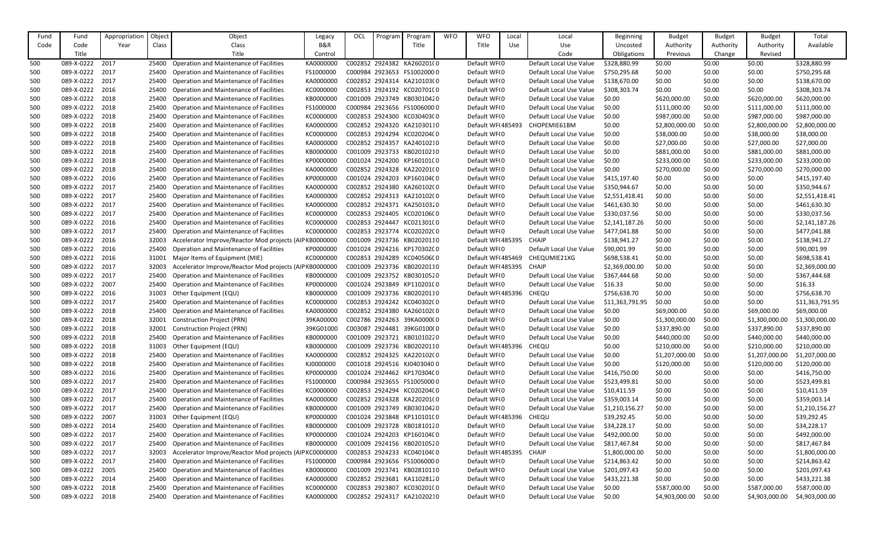| Fund Code | Fund Code | Appropriation Year | Object Class | Object Class Title | Legacy B&R Control | OCL | Program | Program Title | WFO | WFO Title | Local Use | Local Use Code | Beginning Uncosted Obligations | Budget Authority Previous | Budget Authority Change | Budget Authority Revised | Total Available |
|---|---|---|---|---|---|---|---|---|---|---|---|---|---|---|---|---|---|
| 500 | 089-X-0222 | 2017 | 25400 | Operation and Maintenance of Facilities | KA0000000 | C002852 | 2924382 | KA260201C0 | | Default WF(0 | | Default Local Use Value | $328,880.99 | $0.00 | $0.00 | $0.00 | $328,880.99 |
| 500 | 089-X-0222 | 2017 | 25400 | Operation and Maintenance of Facilities | FS1000000 | C000984 | 2923653 | FS10020000 | | Default WF(0 | | Default Local Use Value | $750,295.68 | $0.00 | $0.00 | $0.00 | $750,295.68 |
| 500 | 089-X-0222 | 2017 | 25400 | Operation and Maintenance of Facilities | KA0000000 | C002852 | 2924314 | KA210103C0 | | Default WF(0 | | Default Local Use Value | $138,670.00 | $0.00 | $0.00 | $0.00 | $138,670.00 |
| 500 | 089-X-0222 | 2016 | 25400 | Operation and Maintenance of Facilities | KC0000000 | C002853 | 2924192 | KC020701C0 | | Default WF(0 | | Default Local Use Value | $308,303.74 | $0.00 | $0.00 | $0.00 | $308,303.74 |
| 500 | 089-X-0222 | 2018 | 25400 | Operation and Maintenance of Facilities | KB0000000 | C001009 | 2923749 | KB03010420 | | Default WF(0 | | Default Local Use Value | $0.00 | $620,000.00 | $0.00 | $620,000.00 | $620,000.00 |
| 500 | 089-X-0222 | 2018 | 25400 | Operation and Maintenance of Facilities | FS1000000 | C000984 | 2923656 | FS10060000 | | Default WF(0 | | Default Local Use Value | $0.00 | $111,000.00 | $0.00 | $111,000.00 | $111,000.00 |
| 500 | 089-X-0222 | 2018 | 25400 | Operation and Maintenance of Facilities | KC0000000 | C002853 | 2924300 | KC030403C0 | | Default WF(0 | | Default Local Use Value | $0.00 | $987,000.00 | $0.00 | $987,000.00 | $987,000.00 |
| 500 | 089-X-0222 | 2018 | 25400 | Operation and Maintenance of Facilities | KA0000000 | C002852 | 2924320 | KA21030110 | | Default WF(485493 | | CHOPEMIE61BM | $0.00 | $2,800,000.00 | $0.00 | $2,800,000.00 | $2,800,000.00 |
| 500 | 089-X-0222 | 2018 | 25400 | Operation and Maintenance of Facilities | KC0000000 | C002853 | 2924294 | KC020204C0 | | Default WF(0 | | Default Local Use Value | $0.00 | $38,000.00 | $0.00 | $38,000.00 | $38,000.00 |
| 500 | 089-X-0222 | 2018 | 25400 | Operation and Maintenance of Facilities | KA0000000 | C002852 | 2924357 | KA24010210 | | Default WF(0 | | Default Local Use Value | $0.00 | $27,000.00 | $0.00 | $27,000.00 | $27,000.00 |
| 500 | 089-X-0222 | 2018 | 25400 | Operation and Maintenance of Facilities | KB0000000 | C001009 | 2923733 | KB02010210 | | Default WF(0 | | Default Local Use Value | $0.00 | $881,000.00 | $0.00 | $881,000.00 | $881,000.00 |
| 500 | 089-X-0222 | 2018 | 25400 | Operation and Maintenance of Facilities | KP0000000 | C001024 | 2924200 | KP160101C0 | | Default WF(0 | | Default Local Use Value | $0.00 | $233,000.00 | $0.00 | $233,000.00 | $233,000.00 |
| 500 | 089-X-0222 | 2018 | 25400 | Operation and Maintenance of Facilities | KA0000000 | C002852 | 2924328 | KA220201C0 | | Default WF(0 | | Default Local Use Value | $0.00 | $270,000.00 | $0.00 | $270,000.00 | $270,000.00 |
| 500 | 089-X-0222 | 2016 | 25400 | Operation and Maintenance of Facilities | KP0000000 | C001024 | 2924203 | KP160104C0 | | Default WF(0 | | Default Local Use Value | $415,197.40 | $0.00 | $0.00 | $0.00 | $415,197.40 |
| 500 | 089-X-0222 | 2017 | 25400 | Operation and Maintenance of Facilities | KA0000000 | C002852 | 2924380 | KA260102C0 | | Default WF(0 | | Default Local Use Value | $350,944.67 | $0.00 | $0.00 | $0.00 | $350,944.67 |
| 500 | 089-X-0222 | 2017 | 25400 | Operation and Maintenance of Facilities | KA0000000 | C002852 | 2924313 | KA210102C0 | | Default WF(0 | | Default Local Use Value | $2,551,418.41 | $0.00 | $0.00 | $0.00 | $2,551,418.41 |
| 500 | 089-X-0222 | 2017 | 25400 | Operation and Maintenance of Facilities | KA0000000 | C002852 | 2924371 | KA25010320 | | Default WF(0 | | Default Local Use Value | $461,630.30 | $0.00 | $0.00 | $0.00 | $461,630.30 |
| 500 | 089-X-0222 | 2017 | 25400 | Operation and Maintenance of Facilities | KC0000000 | C002853 | 2924405 | KC020106C0 | | Default WF(0 | | Default Local Use Value | $330,037.56 | $0.00 | $0.00 | $0.00 | $330,037.56 |
| 500 | 089-X-0222 | 2016 | 25400 | Operation and Maintenance of Facilities | KC0000000 | C002853 | 2924447 | KC021301C0 | | Default WF(0 | | Default Local Use Value | $2,141,187.26 | $0.00 | $0.00 | $0.00 | $2,141,187.26 |
| 500 | 089-X-0222 | 2017 | 25400 | Operation and Maintenance of Facilities | KC0000000 | C002853 | 2923774 | KC020202C0 | | Default WF(0 | | Default Local Use Value | $477,041.88 | $0.00 | $0.00 | $0.00 | $477,041.88 |
| 500 | 089-X-0222 | 2016 | 32003 | Accelerator Improve/Reactor Mod projects (AIP | KB0000000 | C001009 | 2923736 | KB02020110 | | Default WF(485395 | | CHAIP | $138,941.27 | $0.00 | $0.00 | $0.00 | $138,941.27 |
| 500 | 089-X-0222 | 2016 | 25400 | Operation and Maintenance of Facilities | KP0000000 | C001024 | 2924216 | KP170302C0 | | Default WF(0 | | Default Local Use Value | $90,001.99 | $0.00 | $0.00 | $0.00 | $90,001.99 |
| 500 | 089-X-0222 | 2016 | 31001 | Major Items of Equipment (MIE) | KC0000000 | C002853 | 2924289 | KC040506C0 | | Default WF(485469 | | CHEQUMIE21XG | $698,538.41 | $0.00 | $0.00 | $0.00 | $698,538.41 |
| 500 | 089-X-0222 | 2017 | 32003 | Accelerator Improve/Reactor Mod projects (AIP | KB0000000 | C001009 | 2923736 | KB02020110 | | Default WF(485395 | | CHAIP | $2,369,000.00 | $0.00 | $0.00 | $0.00 | $2,369,000.00 |
| 500 | 089-X-0222 | 2017 | 25400 | Operation and Maintenance of Facilities | KB0000000 | C001009 | 2923752 | KB03010520 | | Default WF(0 | | Default Local Use Value | $367,444.68 | $0.00 | $0.00 | $0.00 | $367,444.68 |
| 500 | 089-X-0222 | 2007 | 25400 | Operation and Maintenance of Facilities | KP0000000 | C001024 | 2923849 | KP110201C0 | | Default WF(0 | | Default Local Use Value | $16.33 | $0.00 | $0.00 | $0.00 | $16.33 |
| 500 | 089-X-0222 | 2016 | 31003 | Other Equipment (EQU) | KB0000000 | C001009 | 2923736 | KB02020110 | | Default WF(485396 | | CHEQU | $756,638.70 | $0.00 | $0.00 | $0.00 | $756,638.70 |
| 500 | 089-X-0222 | 2017 | 25400 | Operation and Maintenance of Facilities | KC0000000 | C002853 | 2924242 | KC040302C0 | | Default WF(0 | | Default Local Use Value | $11,363,791.95 | $0.00 | $0.00 | $0.00 | $11,363,791.95 |
| 500 | 089-X-0222 | 2018 | 25400 | Operation and Maintenance of Facilities | KA0000000 | C002852 | 2924380 | KA260102C0 | | Default WF(0 | | Default Local Use Value | $0.00 | $69,000.00 | $0.00 | $69,000.00 | $69,000.00 |
| 500 | 089-X-0222 | 2018 | 32001 | Construction Project (PRN) | 39KA00000 | C002786 | 2924263 | 39KA0000C0 | | Default WF(0 | | Default Local Use Value | $0.00 | $1,300,000.00 | $0.00 | $1,300,000.00 | $1,300,000.00 |
| 500 | 089-X-0222 | 2018 | 32001 | Construction Project (PRN) | 39KG01000 | C003087 | 2924481 | 39KG0100C0 | | Default WF(0 | | Default Local Use Value | $0.00 | $337,890.00 | $0.00 | $337,890.00 | $337,890.00 |
| 500 | 089-X-0222 | 2018 | 25400 | Operation and Maintenance of Facilities | KB0000000 | C001009 | 2923721 | KB01010220 | | Default WF(0 | | Default Local Use Value | $0.00 | $440,000.00 | $0.00 | $440,000.00 | $440,000.00 |
| 500 | 089-X-0222 | 2018 | 31003 | Other Equipment (EQU) | KB0000000 | C001009 | 2923736 | KB02020110 | | Default WF(485396 | | CHEQU | $0.00 | $210,000.00 | $0.00 | $210,000.00 | $210,000.00 |
| 500 | 089-X-0222 | 2018 | 25400 | Operation and Maintenance of Facilities | KA0000000 | C002852 | 2924325 | KA220102C0 | | Default WF(0 | | Default Local Use Value | $0.00 | $1,207,000.00 | $0.00 | $1,207,000.00 | $1,207,000.00 |
| 500 | 089-X-0222 | 2018 | 25400 | Operation and Maintenance of Facilities | KJ0000000 | C001018 | 2924516 | KJ04030400 | | Default WF(0 | | Default Local Use Value | $0.00 | $120,000.00 | $0.00 | $120,000.00 | $120,000.00 |
| 500 | 089-X-0222 | 2016 | 25400 | Operation and Maintenance of Facilities | KP0000000 | C001024 | 2924462 | KP170304C0 | | Default WF(0 | | Default Local Use Value | $416,750.00 | $0.00 | $0.00 | $0.00 | $416,750.00 |
| 500 | 089-X-0222 | 2017 | 25400 | Operation and Maintenance of Facilities | FS1000000 | C000984 | 2923655 | FS10050000 | | Default WF(0 | | Default Local Use Value | $523,499.81 | $0.00 | $0.00 | $0.00 | $523,499.81 |
| 500 | 089-X-0222 | 2017 | 25400 | Operation and Maintenance of Facilities | KC0000000 | C002853 | 2924294 | KC020204C0 | | Default WF(0 | | Default Local Use Value | $10,411.59 | $0.00 | $0.00 | $0.00 | $10,411.59 |
| 500 | 089-X-0222 | 2017 | 25400 | Operation and Maintenance of Facilities | KA0000000 | C002852 | 2924328 | KA220201C0 | | Default WF(0 | | Default Local Use Value | $359,003.14 | $0.00 | $0.00 | $0.00 | $359,003.14 |
| 500 | 089-X-0222 | 2017 | 25400 | Operation and Maintenance of Facilities | KB0000000 | C001009 | 2923749 | KB03010420 | | Default WF(0 | | Default Local Use Value | $1,210,156.27 | $0.00 | $0.00 | $0.00 | $1,210,156.27 |
| 500 | 089-X-0222 | 2007 | 31003 | Other Equipment (EQU) | KP0000000 | C001024 | 2923848 | KP110101C0 | | Default WF(485396 | | CHEQU | $39,292.45 | $0.00 | $0.00 | $0.00 | $39,292.45 |
| 500 | 089-X-0222 | 2014 | 25400 | Operation and Maintenance of Facilities | KB0000000 | C001009 | 2923728 | KB01810120 | | Default WF(0 | | Default Local Use Value | $34,228.17 | $0.00 | $0.00 | $0.00 | $34,228.17 |
| 500 | 089-X-0222 | 2017 | 25400 | Operation and Maintenance of Facilities | KP0000000 | C001024 | 2924203 | KP160104C0 | | Default WF(0 | | Default Local Use Value | $492,000.00 | $0.00 | $0.00 | $0.00 | $492,000.00 |
| 500 | 089-X-0222 | 2017 | 25400 | Operation and Maintenance of Facilities | KB0000000 | C001009 | 2924156 | KB02010520 | | Default WF(0 | | Default Local Use Value | $817,467.84 | $0.00 | $0.00 | $0.00 | $817,467.84 |
| 500 | 089-X-0222 | 2017 | 32003 | Accelerator Improve/Reactor Mod projects (AIP | KC0000000 | C002853 | 2924233 | KC040104C0 | | Default WF(485395 | | CHAIP | $1,800,000.00 | $0.00 | $0.00 | $0.00 | $1,800,000.00 |
| 500 | 089-X-0222 | 2017 | 25400 | Operation and Maintenance of Facilities | FS1000000 | C000984 | 2923656 | FS10060000 | | Default WF(0 | | Default Local Use Value | $214,863.42 | $0.00 | $0.00 | $0.00 | $214,863.42 |
| 500 | 089-X-0222 | 2005 | 25400 | Operation and Maintenance of Facilities | KB0000000 | C001009 | 2923741 | KB02810110 | | Default WF(0 | | Default Local Use Value | $201,097.43 | $0.00 | $0.00 | $0.00 | $201,097.43 |
| 500 | 089-X-0222 | 2014 | 25400 | Operation and Maintenance of Facilities | KA0000000 | C002852 | 2923681 | KA11028120 | | Default WF(0 | | Default Local Use Value | $433,221.38 | $0.00 | $0.00 | $0.00 | $433,221.38 |
| 500 | 089-X-0222 | 2018 | 25400 | Operation and Maintenance of Facilities | KC0000000 | C002853 | 2923807 | KC030201C0 | | Default WF(0 | | Default Local Use Value | $0.00 | $587,000.00 | $0.00 | $587,000.00 | $587,000.00 |
| 500 | 089-X-0222 | 2018 | 25400 | Operation and Maintenance of Facilities | KA0000000 | C002852 | 2924317 | KA21020210 | | Default WF(0 | | Default Local Use Value | $0.00 | $4,903,000.00 | $0.00 | $4,903,000.00 | $4,903,000.00 |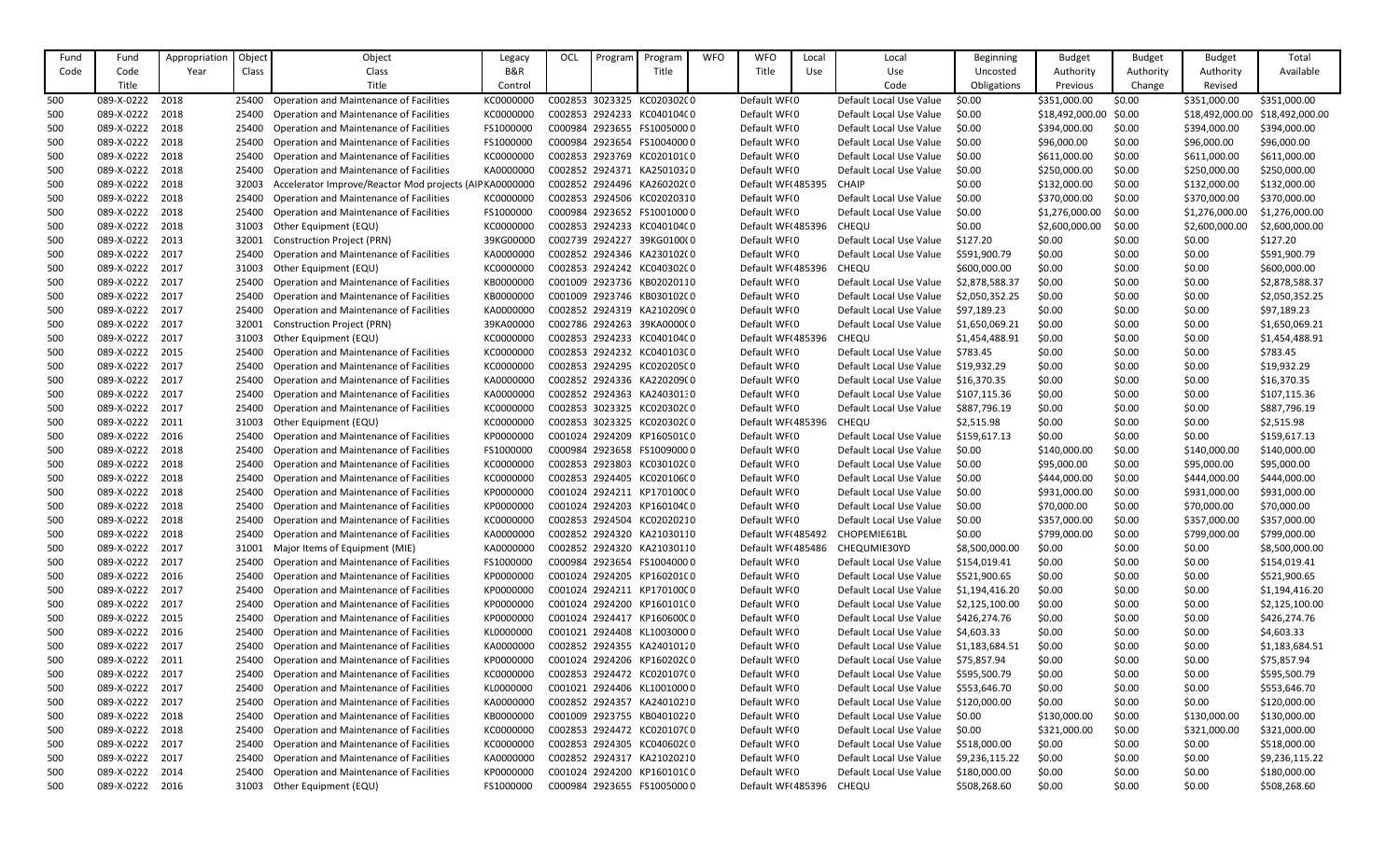| Fund Code | Fund Code Title | Appropriation Year | Object Class | Object Class Title | Legacy B&R Control | OCL | Program | Program Title | WFO | WFO Title | Local Use | Local Use Code | Beginning Uncosted Obligations | Budget Authority Previous | Budget Authority Change | Budget Authority Revised | Total Available |
|---|---|---|---|---|---|---|---|---|---|---|---|---|---|---|---|---|---|
| 500 | 089-X-0222 | 2018 | 25400 | Operation and Maintenance of Facilities | KC0000000 | C002853 | 3023325 | KC020302C0 | | Default WF( | 0 | Default Local Use Value | $0.00 | $351,000.00 | $0.00 | $351,000.00 | $351,000.00 |
| 500 | 089-X-0222 | 2018 | 25400 | Operation and Maintenance of Facilities | KC0000000 | C002853 | 2924233 | KC040104C0 | | Default WF( | 0 | Default Local Use Value | $0.00 | $18,492,000.00 | $0.00 | $18,492,000.00 | $18,492,000.00 |
| 500 | 089-X-0222 | 2018 | 25400 | Operation and Maintenance of Facilities | FS1000000 | C000984 | 2923655 | FS10050000 | | Default WF( | 0 | Default Local Use Value | $0.00 | $394,000.00 | $0.00 | $394,000.00 | $394,000.00 |
| 500 | 089-X-0222 | 2018 | 25400 | Operation and Maintenance of Facilities | FS1000000 | C000984 | 2923654 | FS10040000 | | Default WF( | 0 | Default Local Use Value | $0.00 | $96,000.00 | $0.00 | $96,000.00 | $96,000.00 |
| 500 | 089-X-0222 | 2018 | 25400 | Operation and Maintenance of Facilities | KC0000000 | C002853 | 2923769 | KC020101C0 | | Default WF( | 0 | Default Local Use Value | $0.00 | $611,000.00 | $0.00 | $611,000.00 | $611,000.00 |
| 500 | 089-X-0222 | 2018 | 25400 | Operation and Maintenance of Facilities | KA0000000 | C002852 | 2924371 | KA25010320 | | Default WF( | 0 | Default Local Use Value | $0.00 | $250,000.00 | $0.00 | $250,000.00 | $250,000.00 |
| 500 | 089-X-0222 | 2018 | 32003 | Accelerator Improve/Reactor Mod projects (AIP | KA0000000 | C002852 | 2924496 | KA260202C0 | | Default WF( | 485395 | CHAIP | $0.00 | $132,000.00 | $0.00 | $132,000.00 | $132,000.00 |
| 500 | 089-X-0222 | 2018 | 25400 | Operation and Maintenance of Facilities | KC0000000 | C002853 | 2924506 | KC02020310 | | Default WF( | 0 | Default Local Use Value | $0.00 | $370,000.00 | $0.00 | $370,000.00 | $370,000.00 |
| 500 | 089-X-0222 | 2018 | 25400 | Operation and Maintenance of Facilities | FS1000000 | C000984 | 2923652 | FS10010000 | | Default WF( | 0 | Default Local Use Value | $0.00 | $1,276,000.00 | $0.00 | $1,276,000.00 | $1,276,000.00 |
| 500 | 089-X-0222 | 2018 | 31003 | Other Equipment (EQU) | KC0000000 | C002853 | 2924233 | KC040104C0 | | Default WF( | 485396 | CHEQU | $0.00 | $2,600,000.00 | $0.00 | $2,600,000.00 | $2,600,000.00 |
| 500 | 089-X-0222 | 2013 | 32001 | Construction Project (PRN) | 39KG00000 | C002739 | 2924227 | 39KG0100C0 | | Default WF( | 0 | Default Local Use Value | $127.20 | $0.00 | $0.00 | $0.00 | $127.20 |
| 500 | 089-X-0222 | 2017 | 25400 | Operation and Maintenance of Facilities | KA0000000 | C002852 | 2924346 | KA230102C0 | | Default WF( | 0 | Default Local Use Value | $591,900.79 | $0.00 | $0.00 | $0.00 | $591,900.79 |
| 500 | 089-X-0222 | 2017 | 31003 | Other Equipment (EQU) | KC0000000 | C002853 | 2924242 | KC040302C0 | | Default WF( | 485396 | CHEQU | $600,000.00 | $0.00 | $0.00 | $0.00 | $600,000.00 |
| 500 | 089-X-0222 | 2017 | 25400 | Operation and Maintenance of Facilities | KB0000000 | C001009 | 2923736 | KB02020110 | | Default WF( | 0 | Default Local Use Value | $2,878,588.37 | $0.00 | $0.00 | $0.00 | $2,878,588.37 |
| 500 | 089-X-0222 | 2017 | 25400 | Operation and Maintenance of Facilities | KB0000000 | C001009 | 2923746 | KB030102C0 | | Default WF( | 0 | Default Local Use Value | $2,050,352.25 | $0.00 | $0.00 | $0.00 | $2,050,352.25 |
| 500 | 089-X-0222 | 2017 | 25400 | Operation and Maintenance of Facilities | KA0000000 | C002852 | 2924319 | KA210209C0 | | Default WF( | 0 | Default Local Use Value | $97,189.23 | $0.00 | $0.00 | $0.00 | $97,189.23 |
| 500 | 089-X-0222 | 2017 | 32001 | Construction Project (PRN) | 39KA00000 | C002786 | 2924263 | 39KA0000C0 | | Default WF( | 0 | Default Local Use Value | $1,650,069.21 | $0.00 | $0.00 | $0.00 | $1,650,069.21 |
| 500 | 089-X-0222 | 2017 | 31003 | Other Equipment (EQU) | KC0000000 | C002853 | 2924233 | KC040104C0 | | Default WF( | 485396 | CHEQU | $1,454,488.91 | $0.00 | $0.00 | $0.00 | $1,454,488.91 |
| 500 | 089-X-0222 | 2015 | 25400 | Operation and Maintenance of Facilities | KC0000000 | C002853 | 2924232 | KC040103C0 | | Default WF( | 0 | Default Local Use Value | $783.45 | $0.00 | $0.00 | $0.00 | $783.45 |
| 500 | 089-X-0222 | 2017 | 25400 | Operation and Maintenance of Facilities | KC0000000 | C002853 | 2924295 | KC020205C0 | | Default WF( | 0 | Default Local Use Value | $19,932.29 | $0.00 | $0.00 | $0.00 | $19,932.29 |
| 500 | 089-X-0222 | 2017 | 25400 | Operation and Maintenance of Facilities | KA0000000 | C002852 | 2924336 | KA220209C0 | | Default WF( | 0 | Default Local Use Value | $16,370.35 | $0.00 | $0.00 | $0.00 | $16,370.35 |
| 500 | 089-X-0222 | 2017 | 25400 | Operation and Maintenance of Facilities | KA0000000 | C002852 | 2924363 | KA24030130 | | Default WF( | 0 | Default Local Use Value | $107,115.36 | $0.00 | $0.00 | $0.00 | $107,115.36 |
| 500 | 089-X-0222 | 2017 | 25400 | Operation and Maintenance of Facilities | KC0000000 | C002853 | 3023325 | KC020302C0 | | Default WF( | 0 | Default Local Use Value | $887,796.19 | $0.00 | $0.00 | $0.00 | $887,796.19 |
| 500 | 089-X-0222 | 2011 | 31003 | Other Equipment (EQU) | KC0000000 | C002853 | 3023325 | KC020302C0 | | Default WF( | 485396 | CHEQU | $2,515.98 | $0.00 | $0.00 | $0.00 | $2,515.98 |
| 500 | 089-X-0222 | 2016 | 25400 | Operation and Maintenance of Facilities | KP0000000 | C001024 | 2924209 | KP160501C0 | | Default WF( | 0 | Default Local Use Value | $159,617.13 | $0.00 | $0.00 | $0.00 | $159,617.13 |
| 500 | 089-X-0222 | 2018 | 25400 | Operation and Maintenance of Facilities | FS1000000 | C000984 | 2923658 | FS10090000 | | Default WF( | 0 | Default Local Use Value | $0.00 | $140,000.00 | $0.00 | $140,000.00 | $140,000.00 |
| 500 | 089-X-0222 | 2018 | 25400 | Operation and Maintenance of Facilities | KC0000000 | C002853 | 2923803 | KC030102C0 | | Default WF( | 0 | Default Local Use Value | $0.00 | $95,000.00 | $0.00 | $95,000.00 | $95,000.00 |
| 500 | 089-X-0222 | 2018 | 25400 | Operation and Maintenance of Facilities | KC0000000 | C002853 | 2924405 | KC020106C0 | | Default WF( | 0 | Default Local Use Value | $0.00 | $444,000.00 | $0.00 | $444,000.00 | $444,000.00 |
| 500 | 089-X-0222 | 2018 | 25400 | Operation and Maintenance of Facilities | KP0000000 | C001024 | 2924211 | KP170100C0 | | Default WF( | 0 | Default Local Use Value | $0.00 | $931,000.00 | $0.00 | $931,000.00 | $931,000.00 |
| 500 | 089-X-0222 | 2018 | 25400 | Operation and Maintenance of Facilities | KP0000000 | C001024 | 2924203 | KP160104C0 | | Default WF( | 0 | Default Local Use Value | $0.00 | $70,000.00 | $0.00 | $70,000.00 | $70,000.00 |
| 500 | 089-X-0222 | 2018 | 25400 | Operation and Maintenance of Facilities | KC0000000 | C002853 | 2924504 | KC02020210 | | Default WF( | 0 | Default Local Use Value | $0.00 | $357,000.00 | $0.00 | $357,000.00 | $357,000.00 |
| 500 | 089-X-0222 | 2018 | 25400 | Operation and Maintenance of Facilities | KA0000000 | C002852 | 2924320 | KA21030110 | | Default WF( | 485492 | CHOPEMIE61BL | $0.00 | $799,000.00 | $0.00 | $799,000.00 | $799,000.00 |
| 500 | 089-X-0222 | 2017 | 31001 | Major Items of Equipment (MIE) | KA0000000 | C002852 | 2924320 | KA21030110 | | Default WF( | 485486 | CHEQUMIE30YD | $8,500,000.00 | $0.00 | $0.00 | $0.00 | $8,500,000.00 |
| 500 | 089-X-0222 | 2017 | 25400 | Operation and Maintenance of Facilities | FS1000000 | C000984 | 2923654 | FS10040000 | | Default WF( | 0 | Default Local Use Value | $154,019.41 | $0.00 | $0.00 | $0.00 | $154,019.41 |
| 500 | 089-X-0222 | 2016 | 25400 | Operation and Maintenance of Facilities | KP0000000 | C001024 | 2924205 | KP160201C0 | | Default WF( | 0 | Default Local Use Value | $521,900.65 | $0.00 | $0.00 | $0.00 | $521,900.65 |
| 500 | 089-X-0222 | 2017 | 25400 | Operation and Maintenance of Facilities | KP0000000 | C001024 | 2924211 | KP170100C0 | | Default WF( | 0 | Default Local Use Value | $1,194,416.20 | $0.00 | $0.00 | $0.00 | $1,194,416.20 |
| 500 | 089-X-0222 | 2017 | 25400 | Operation and Maintenance of Facilities | KP0000000 | C001024 | 2924200 | KP160101C0 | | Default WF( | 0 | Default Local Use Value | $2,125,100.00 | $0.00 | $0.00 | $0.00 | $2,125,100.00 |
| 500 | 089-X-0222 | 2015 | 25400 | Operation and Maintenance of Facilities | KP0000000 | C001024 | 2924417 | KP160600C0 | | Default WF( | 0 | Default Local Use Value | $426,274.76 | $0.00 | $0.00 | $0.00 | $426,274.76 |
| 500 | 089-X-0222 | 2016 | 25400 | Operation and Maintenance of Facilities | KL0000000 | C001021 | 2924408 | KL10030000 | | Default WF( | 0 | Default Local Use Value | $4,603.33 | $0.00 | $0.00 | $0.00 | $4,603.33 |
| 500 | 089-X-0222 | 2017 | 25400 | Operation and Maintenance of Facilities | KA0000000 | C002852 | 2924355 | KA24010120 | | Default WF( | 0 | Default Local Use Value | $1,183,684.51 | $0.00 | $0.00 | $0.00 | $1,183,684.51 |
| 500 | 089-X-0222 | 2011 | 25400 | Operation and Maintenance of Facilities | KP0000000 | C001024 | 2924206 | KP160202C0 | | Default WF( | 0 | Default Local Use Value | $75,857.94 | $0.00 | $0.00 | $0.00 | $75,857.94 |
| 500 | 089-X-0222 | 2017 | 25400 | Operation and Maintenance of Facilities | KC0000000 | C002853 | 2924472 | KC020107C0 | | Default WF( | 0 | Default Local Use Value | $595,500.79 | $0.00 | $0.00 | $0.00 | $595,500.79 |
| 500 | 089-X-0222 | 2017 | 25400 | Operation and Maintenance of Facilities | KL0000000 | C001021 | 2924406 | KL10010000 | | Default WF( | 0 | Default Local Use Value | $553,646.70 | $0.00 | $0.00 | $0.00 | $553,646.70 |
| 500 | 089-X-0222 | 2017 | 25400 | Operation and Maintenance of Facilities | KA0000000 | C002852 | 2924357 | KA24010210 | | Default WF( | 0 | Default Local Use Value | $120,000.00 | $0.00 | $0.00 | $0.00 | $120,000.00 |
| 500 | 089-X-0222 | 2018 | 25400 | Operation and Maintenance of Facilities | KB0000000 | C001009 | 2923755 | KB04010220 | | Default WF( | 0 | Default Local Use Value | $0.00 | $130,000.00 | $0.00 | $130,000.00 | $130,000.00 |
| 500 | 089-X-0222 | 2018 | 25400 | Operation and Maintenance of Facilities | KC0000000 | C002853 | 2924472 | KC020107C0 | | Default WF( | 0 | Default Local Use Value | $0.00 | $321,000.00 | $0.00 | $321,000.00 | $321,000.00 |
| 500 | 089-X-0222 | 2017 | 25400 | Operation and Maintenance of Facilities | KC0000000 | C002853 | 2924305 | KC040602C0 | | Default WF( | 0 | Default Local Use Value | $518,000.00 | $0.00 | $0.00 | $0.00 | $518,000.00 |
| 500 | 089-X-0222 | 2017 | 25400 | Operation and Maintenance of Facilities | KA0000000 | C002852 | 2924317 | KA21020210 | | Default WF( | 0 | Default Local Use Value | $9,236,115.22 | $0.00 | $0.00 | $0.00 | $9,236,115.22 |
| 500 | 089-X-0222 | 2014 | 25400 | Operation and Maintenance of Facilities | KP0000000 | C001024 | 2924200 | KP160101C0 | | Default WF( | 0 | Default Local Use Value | $180,000.00 | $0.00 | $0.00 | $0.00 | $180,000.00 |
| 500 | 089-X-0222 | 2016 | 31003 | Other Equipment (EQU) | FS1000000 | C000984 | 2923655 | FS10050000 | | Default WF( | 485396 | CHEQU | $508,268.60 | $0.00 | $0.00 | $0.00 | $508,268.60 |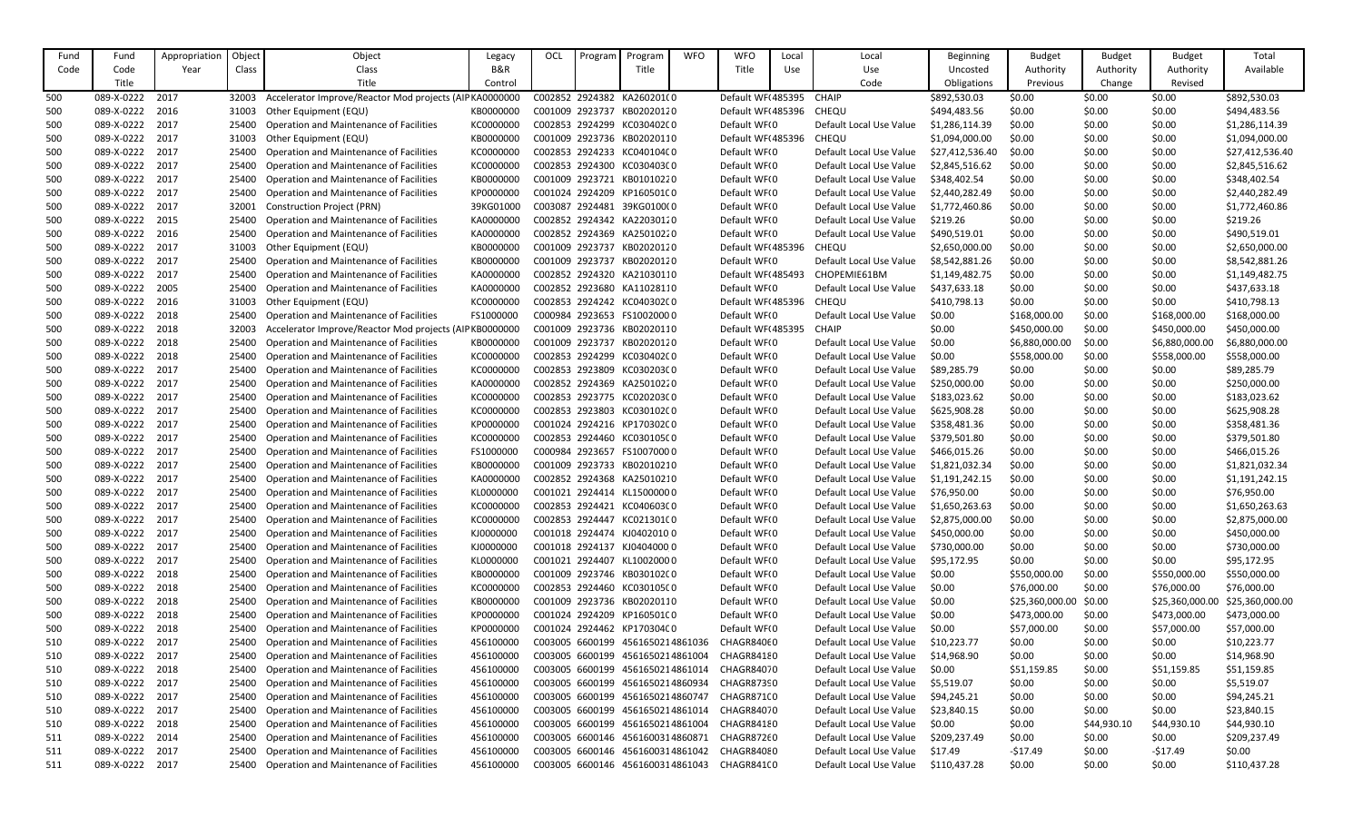| Fund Code | Fund Code Title | Appropriation Year | Object Class | Object Class Title | Legacy B&R Control | OCL | Program | Program Title | WFO | WFO Title | Local Use | Local Use Code | Beginning Uncosted Obligations | Budget Authority Previous | Budget Authority Change | Budget Authority Revised | Total Available |
|---|---|---|---|---|---|---|---|---|---|---|---|---|---|---|---|---|---|
| 500 | 089-X-0222 | 2017 | 32003 | Accelerator Improve/Reactor Mod projects (AIP | KA0000000 | C002852 | 2924382 | KA260201C | 0 | Default WF( | 485395 | CHAIP | $892,530.03 | $0.00 | $0.00 | $0.00 | $892,530.03 |
| 500 | 089-X-0222 | 2016 | 31003 | Other Equipment (EQU) | KB0000000 | C001009 | 2923721 | KB0201012 | 0 | Default WF( | 485396 | CHEQU | $494,483.56 | $0.00 | $0.00 | $0.00 | $494,483.56 |
| 500 | 089-X-0222 | 2017 | 25400 | Operation and Maintenance of Facilities | KC0000000 | C002853 | 2924299 | KC030402C | 0 | Default WF( | 0 | Default Local Use Value | $1,286,114.39 | $0.00 | $0.00 | $0.00 | $1,286,114.39 |
| 500 | 089-X-0222 | 2017 | 31003 | Other Equipment (EQU) | KB0000000 | C001009 | 2923736 | KB0202011 | 0 | Default WF( | 485396 | CHEQU | $1,094,000.00 | $0.00 | $0.00 | $0.00 | $1,094,000.00 |
| 500 | 089-X-0222 | 2017 | 25400 | Operation and Maintenance of Facilities | KC0000000 | C002853 | 2924233 | KC040104C | 0 | Default WF( | 0 | Default Local Use Value | $27,412,536.40 | $0.00 | $0.00 | $0.00 | $27,412,536.40 |
| 500 | 089-X-0222 | 2017 | 25400 | Operation and Maintenance of Facilities | KC0000000 | C002853 | 2924300 | KC030403C | 0 | Default WF( | 0 | Default Local Use Value | $2,845,516.62 | $0.00 | $0.00 | $0.00 | $2,845,516.62 |
| 500 | 089-X-0222 | 2017 | 25400 | Operation and Maintenance of Facilities | KB0000000 | C001009 | 2923721 | KB0101022 | 0 | Default WF( | 0 | Default Local Use Value | $348,402.54 | $0.00 | $0.00 | $0.00 | $348,402.54 |
| 500 | 089-X-0222 | 2017 | 25400 | Operation and Maintenance of Facilities | KP0000000 | C001024 | 2924209 | KP160501C | 0 | Default WF( | 0 | Default Local Use Value | $2,440,282.49 | $0.00 | $0.00 | $0.00 | $2,440,282.49 |
| 500 | 089-X-0222 | 2017 | 32001 | Construction Project (PRN) | 39KG01000 | C003087 | 2924481 | 39KG0100( | 0 | Default WF( | 0 | Default Local Use Value | $1,772,460.86 | $0.00 | $0.00 | $0.00 | $1,772,460.86 |
| 500 | 089-X-0222 | 2015 | 25400 | Operation and Maintenance of Facilities | KA0000000 | C002852 | 2924342 | KA2203012 | 0 | Default WF( | 0 | Default Local Use Value | $219.26 | $0.00 | $0.00 | $0.00 | $219.26 |
| 500 | 089-X-0222 | 2016 | 25400 | Operation and Maintenance of Facilities | KA0000000 | C002852 | 2924369 | KA2501022 | 0 | Default WF( | 0 | Default Local Use Value | $490,519.01 | $0.00 | $0.00 | $0.00 | $490,519.01 |
| 500 | 089-X-0222 | 2017 | 31003 | Other Equipment (EQU) | KB0000000 | C001009 | 2923737 | KB0202012 | 0 | Default WF( | 485396 | CHEQU | $2,650,000.00 | $0.00 | $0.00 | $0.00 | $2,650,000.00 |
| 500 | 089-X-0222 | 2017 | 25400 | Operation and Maintenance of Facilities | KB0000000 | C001009 | 2923737 | KB0202012 | 0 | Default WF( | 0 | Default Local Use Value | $8,542,881.26 | $0.00 | $0.00 | $0.00 | $8,542,881.26 |
| 500 | 089-X-0222 | 2017 | 25400 | Operation and Maintenance of Facilities | KA0000000 | C002852 | 2924320 | KA2103011 | 0 | Default WF( | 485493 | CHOPEMIE61BM | $1,149,482.75 | $0.00 | $0.00 | $0.00 | $1,149,482.75 |
| 500 | 089-X-0222 | 2005 | 25400 | Operation and Maintenance of Facilities | KA0000000 | C002852 | 2923680 | KA1102811 | 0 | Default WF( | 0 | Default Local Use Value | $437,633.18 | $0.00 | $0.00 | $0.00 | $437,633.18 |
| 500 | 089-X-0222 | 2016 | 31003 | Other Equipment (EQU) | KC0000000 | C002853 | 2924242 | KC040302C | 0 | Default WF( | 485396 | CHEQU | $410,798.13 | $0.00 | $0.00 | $0.00 | $410,798.13 |
| 500 | 089-X-0222 | 2018 | 25400 | Operation and Maintenance of Facilities | FS1000000 | C000984 | 2923653 | FS1002000 | 0 | Default WF( | 0 | Default Local Use Value | $0.00 | $168,000.00 | $0.00 | $168,000.00 | $168,000.00 |
| 500 | 089-X-0222 | 2018 | 32003 | Accelerator Improve/Reactor Mod projects (AIP | KB0000000 | C001009 | 2923736 | KB0202011 | 0 | Default WF( | 485395 | CHAIP | $0.00 | $450,000.00 | $0.00 | $450,000.00 | $450,000.00 |
| 500 | 089-X-0222 | 2018 | 25400 | Operation and Maintenance of Facilities | KB0000000 | C001009 | 2923737 | KB0202012 | 0 | Default WF( | 0 | Default Local Use Value | $0.00 | $6,880,000.00 | $0.00 | $6,880,000.00 | $6,880,000.00 |
| 500 | 089-X-0222 | 2018 | 25400 | Operation and Maintenance of Facilities | KC0000000 | C002853 | 2924299 | KC030402C | 0 | Default WF( | 0 | Default Local Use Value | $0.00 | $558,000.00 | $0.00 | $558,000.00 | $558,000.00 |
| 500 | 089-X-0222 | 2017 | 25400 | Operation and Maintenance of Facilities | KC0000000 | C002853 | 2923809 | KC030203C | 0 | Default WF( | 0 | Default Local Use Value | $89,285.79 | $0.00 | $0.00 | $0.00 | $89,285.79 |
| 500 | 089-X-0222 | 2017 | 25400 | Operation and Maintenance of Facilities | KA0000000 | C002852 | 2924369 | KA2501022 | 0 | Default WF( | 0 | Default Local Use Value | $250,000.00 | $0.00 | $0.00 | $0.00 | $250,000.00 |
| 500 | 089-X-0222 | 2017 | 25400 | Operation and Maintenance of Facilities | KC0000000 | C002853 | 2923775 | KC020203C | 0 | Default WF( | 0 | Default Local Use Value | $183,023.62 | $0.00 | $0.00 | $0.00 | $183,023.62 |
| 500 | 089-X-0222 | 2017 | 25400 | Operation and Maintenance of Facilities | KC0000000 | C002853 | 2923803 | KC030102C | 0 | Default WF( | 0 | Default Local Use Value | $625,908.28 | $0.00 | $0.00 | $0.00 | $625,908.28 |
| 500 | 089-X-0222 | 2017 | 25400 | Operation and Maintenance of Facilities | KP0000000 | C001024 | 2924216 | KP170302C | 0 | Default WF( | 0 | Default Local Use Value | $358,481.36 | $0.00 | $0.00 | $0.00 | $358,481.36 |
| 500 | 089-X-0222 | 2017 | 25400 | Operation and Maintenance of Facilities | KC0000000 | C002853 | 2924460 | KC030105C | 0 | Default WF( | 0 | Default Local Use Value | $379,501.80 | $0.00 | $0.00 | $0.00 | $379,501.80 |
| 500 | 089-X-0222 | 2017 | 25400 | Operation and Maintenance of Facilities | FS1000000 | C000984 | 2923657 | FS1007000 | 0 | Default WF( | 0 | Default Local Use Value | $466,015.26 | $0.00 | $0.00 | $0.00 | $466,015.26 |
| 500 | 089-X-0222 | 2017 | 25400 | Operation and Maintenance of Facilities | KB0000000 | C001009 | 2923733 | KB0201021 | 0 | Default WF( | 0 | Default Local Use Value | $1,821,032.34 | $0.00 | $0.00 | $0.00 | $1,821,032.34 |
| 500 | 089-X-0222 | 2017 | 25400 | Operation and Maintenance of Facilities | KA0000000 | C002852 | 2924368 | KA2501021 | 0 | Default WF( | 0 | Default Local Use Value | $1,191,242.15 | $0.00 | $0.00 | $0.00 | $1,191,242.15 |
| 500 | 089-X-0222 | 2017 | 25400 | Operation and Maintenance of Facilities | KL0000000 | C001021 | 2924414 | KL1500000 | 0 | Default WF( | 0 | Default Local Use Value | $76,950.00 | $0.00 | $0.00 | $0.00 | $76,950.00 |
| 500 | 089-X-0222 | 2017 | 25400 | Operation and Maintenance of Facilities | KC0000000 | C002853 | 2924421 | KC040603C | 0 | Default WF( | 0 | Default Local Use Value | $1,650,263.63 | $0.00 | $0.00 | $0.00 | $1,650,263.63 |
| 500 | 089-X-0222 | 2017 | 25400 | Operation and Maintenance of Facilities | KC0000000 | C002853 | 2924447 | KC021301C | 0 | Default WF( | 0 | Default Local Use Value | $2,875,000.00 | $0.00 | $0.00 | $0.00 | $2,875,000.00 |
| 500 | 089-X-0222 | 2017 | 25400 | Operation and Maintenance of Facilities | KJ0000000 | C001018 | 2924474 | KJ0402010 | 0 | Default WF( | 0 | Default Local Use Value | $450,000.00 | $0.00 | $0.00 | $0.00 | $450,000.00 |
| 500 | 089-X-0222 | 2017 | 25400 | Operation and Maintenance of Facilities | KJ0000000 | C001018 | 2924137 | KJ0404000 | 0 | Default WF( | 0 | Default Local Use Value | $730,000.00 | $0.00 | $0.00 | $0.00 | $730,000.00 |
| 500 | 089-X-0222 | 2017 | 25400 | Operation and Maintenance of Facilities | KL0000000 | C001021 | 2924407 | KL1002000 | 0 | Default WF( | 0 | Default Local Use Value | $95,172.95 | $0.00 | $0.00 | $0.00 | $95,172.95 |
| 500 | 089-X-0222 | 2018 | 25400 | Operation and Maintenance of Facilities | KB0000000 | C001009 | 2923746 | KB030102C | 0 | Default WF( | 0 | Default Local Use Value | $0.00 | $550,000.00 | $0.00 | $550,000.00 | $550,000.00 |
| 500 | 089-X-0222 | 2018 | 25400 | Operation and Maintenance of Facilities | KC0000000 | C002853 | 2924460 | KC030105C | 0 | Default WF( | 0 | Default Local Use Value | $0.00 | $76,000.00 | $0.00 | $76,000.00 | $76,000.00 |
| 500 | 089-X-0222 | 2018 | 25400 | Operation and Maintenance of Facilities | KB0000000 | C001009 | 2923736 | KB0202011 | 0 | Default WF( | 0 | Default Local Use Value | $0.00 | $25,360,000.00 | $0.00 | $25,360,000.00 | $25,360,000.00 |
| 500 | 089-X-0222 | 2018 | 25400 | Operation and Maintenance of Facilities | KP0000000 | C001024 | 2924209 | KP160501C | 0 | Default WF( | 0 | Default Local Use Value | $0.00 | $473,000.00 | $0.00 | $473,000.00 | $473,000.00 |
| 500 | 089-X-0222 | 2018 | 25400 | Operation and Maintenance of Facilities | KP0000000 | C001024 | 2924462 | KP170304C | 0 | Default WF( | 0 | Default Local Use Value | $0.00 | $57,000.00 | $0.00 | $57,000.00 | $57,000.00 |
| 510 | 089-X-0222 | 2017 | 25400 | Operation and Maintenance of Facilities | 456100000 | C003005 | 6600199 | 4561650214861036 | | CHAGR8406 | 0 | Default Local Use Value | $10,223.77 | $0.00 | $0.00 | $0.00 | $10,223.77 |
| 510 | 089-X-0222 | 2017 | 25400 | Operation and Maintenance of Facilities | 456100000 | C003005 | 6600199 | 4561650214861004 | | CHAGR8418 | 0 | Default Local Use Value | $14,968.90 | $0.00 | $0.00 | $0.00 | $14,968.90 |
| 510 | 089-X-0222 | 2018 | 25400 | Operation and Maintenance of Facilities | 456100000 | C003005 | 6600199 | 4561650214861014 | | CHAGR8407 | 0 | Default Local Use Value | $0.00 | $51,159.85 | $0.00 | $51,159.85 | $51,159.85 |
| 510 | 089-X-0222 | 2017 | 25400 | Operation and Maintenance of Facilities | 456100000 | C003005 | 6600199 | 4561650214860934 | | CHAGR8739 | 0 | Default Local Use Value | $5,519.07 | $0.00 | $0.00 | $0.00 | $5,519.07 |
| 510 | 089-X-0222 | 2017 | 25400 | Operation and Maintenance of Facilities | 456100000 | C003005 | 6600199 | 4561650214860747 | | CHAGR871C | 0 | Default Local Use Value | $94,245.21 | $0.00 | $0.00 | $0.00 | $94,245.21 |
| 510 | 089-X-0222 | 2017 | 25400 | Operation and Maintenance of Facilities | 456100000 | C003005 | 6600199 | 4561650214861014 | | CHAGR8407 | 0 | Default Local Use Value | $23,840.15 | $0.00 | $0.00 | $0.00 | $23,840.15 |
| 510 | 089-X-0222 | 2018 | 25400 | Operation and Maintenance of Facilities | 456100000 | C003005 | 6600199 | 4561650214861004 | | CHAGR8418 | 0 | Default Local Use Value | $0.00 | $0.00 | $44,930.10 | $44,930.10 | $44,930.10 |
| 511 | 089-X-0222 | 2014 | 25400 | Operation and Maintenance of Facilities | 456100000 | C003005 | 6600146 | 4561600314860871 | | CHAGR8726 | 0 | Default Local Use Value | $209,237.49 | $0.00 | $0.00 | $0.00 | $209,237.49 |
| 511 | 089-X-0222 | 2017 | 25400 | Operation and Maintenance of Facilities | 456100000 | C003005 | 6600146 | 4561600314861042 | | CHAGR8408 | 0 | Default Local Use Value | $17.49 | -$17.49 | $0.00 | -$17.49 | $0.00 |
| 511 | 089-X-0222 | 2017 | 25400 | Operation and Maintenance of Facilities | 456100000 | C003005 | 6600146 | 4561600314861043 | | CHAGR841C | 0 | Default Local Use Value | $110,437.28 | $0.00 | $0.00 | $0.00 | $110,437.28 |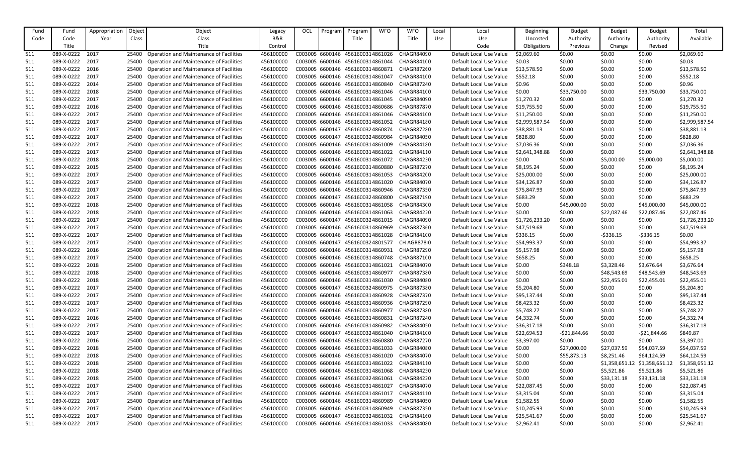| Fund Code | Fund Code Title | Appropriation Year | Object Class | Object Class Title | Legacy B&R Control | OCL | Program | Program Title | WFO | WFO Title | Local Use | Local Use Code | Beginning Uncosted Obligations | Budget Authority Previous | Budget Authority Change | Budget Authority Revised | Total Available |
|---|---|---|---|---|---|---|---|---|---|---|---|---|---|---|---|---|---|
| 511 | 089-X-0222 | 2017 | 25400 | Operation and Maintenance of Facilities | 456100000 | C003005 | 6600146 | 4561600314861026 | | CHAGR84090 | | Default Local Use Value | $2,069.60 | $0.00 | $0.00 | $0.00 | $2,069.60 |
| 511 | 089-X-0222 | 2017 | 25400 | Operation and Maintenance of Facilities | 456100000 | C003005 | 6600146 | 4561600314861044 | | CHAGR841C0 | | Default Local Use Value | $0.03 | $0.00 | $0.00 | $0.00 | $0.03 |
| 511 | 089-X-0222 | 2016 | 25400 | Operation and Maintenance of Facilities | 456100000 | C003005 | 6600146 | 4561600314860871 | | CHAGR872E0 | | Default Local Use Value | $13,578.50 | $0.00 | $0.00 | $0.00 | $13,578.50 |
| 511 | 089-X-0222 | 2017 | 25400 | Operation and Maintenance of Facilities | 456100000 | C003005 | 6600146 | 4561600314861047 | | CHAGR841C0 | | Default Local Use Value | $552.18 | $0.00 | $0.00 | $0.00 | $552.18 |
| 511 | 089-X-0222 | 2014 | 25400 | Operation and Maintenance of Facilities | 456100000 | C003005 | 6600146 | 4561600314860840 | | CHAGR87240 | | Default Local Use Value | $0.96 | $0.00 | $0.00 | $0.00 | $0.96 |
| 511 | 089-X-0222 | 2018 | 25400 | Operation and Maintenance of Facilities | 456100000 | C003005 | 6600146 | 4561600314861046 | | CHAGR841C0 | | Default Local Use Value | $0.00 | $33,750.00 | $0.00 | $33,750.00 | $33,750.00 |
| 511 | 089-X-0222 | 2017 | 25400 | Operation and Maintenance of Facilities | 456100000 | C003005 | 6600146 | 4561600314861045 | | CHAGR84050 | | Default Local Use Value | $1,270.32 | $0.00 | $0.00 | $0.00 | $1,270.32 |
| 511 | 089-X-0222 | 2016 | 25400 | Operation and Maintenance of Facilities | 456100000 | C003005 | 6600146 | 4561600314860686 | | CHAGR87870 | | Default Local Use Value | $19,755.50 | $0.00 | $0.00 | $0.00 | $19,755.50 |
| 511 | 089-X-0222 | 2017 | 25400 | Operation and Maintenance of Facilities | 456100000 | C003005 | 6600146 | 4561600314861046 | | CHAGR841C0 | | Default Local Use Value | $11,250.00 | $0.00 | $0.00 | $0.00 | $11,250.00 |
| 511 | 089-X-0222 | 2017 | 25400 | Operation and Maintenance of Facilities | 456100000 | C003005 | 6600146 | 4561600314861052 | | CHAGR84180 | | Default Local Use Value | $2,999,587.54 | $0.00 | $0.00 | $0.00 | $2,999,587.54 |
| 511 | 089-X-0222 | 2017 | 25400 | Operation and Maintenance of Facilities | 456100000 | C003005 | 6600147 | 4561600324860874 | | CHAGR87280 | | Default Local Use Value | $38,881.13 | $0.00 | $0.00 | $0.00 | $38,881.13 |
| 511 | 089-X-0222 | 2017 | 25400 | Operation and Maintenance of Facilities | 456100000 | C003005 | 6600147 | 4561600324860984 | | CHAGR84050 | | Default Local Use Value | $828.80 | $0.00 | $0.00 | $0.00 | $828.80 |
| 511 | 089-X-0222 | 2017 | 25400 | Operation and Maintenance of Facilities | 456100000 | C003005 | 6600146 | 4561600314861009 | | CHAGR84180 | | Default Local Use Value | $7,036.36 | $0.00 | $0.00 | $0.00 | $7,036.36 |
| 511 | 089-X-0222 | 2017 | 25400 | Operation and Maintenance of Facilities | 456100000 | C003005 | 6600146 | 4561600314861022 | | CHAGR84110 | | Default Local Use Value | $2,641,348.88 | $0.00 | $0.00 | $0.00 | $2,641,348.88 |
| 511 | 089-X-0222 | 2018 | 25400 | Operation and Maintenance of Facilities | 456100000 | C003005 | 6600146 | 4561600314861072 | | CHAGR84230 | | Default Local Use Value | $0.00 | $0.00 | $5,000.00 | $5,000.00 | $5,000.00 |
| 511 | 089-X-0222 | 2015 | 25400 | Operation and Maintenance of Facilities | 456100000 | C003005 | 6600146 | 4561600314860880 | | CHAGR87270 | | Default Local Use Value | $8,195.24 | $0.00 | $0.00 | $0.00 | $8,195.24 |
| 511 | 089-X-0222 | 2017 | 25400 | Operation and Maintenance of Facilities | 456100000 | C003005 | 6600146 | 4561600314861053 | | CHAGR842C0 | | Default Local Use Value | $25,000.00 | $0.00 | $0.00 | $0.00 | $25,000.00 |
| 511 | 089-X-0222 | 2017 | 25400 | Operation and Maintenance of Facilities | 456100000 | C003005 | 6600146 | 4561600314861020 | | CHAGR84070 | | Default Local Use Value | $34,126.87 | $0.00 | $0.00 | $0.00 | $34,126.87 |
| 511 | 089-X-0222 | 2017 | 25400 | Operation and Maintenance of Facilities | 456100000 | C003005 | 6600146 | 4561600314860946 | | CHAGR87350 | | Default Local Use Value | $75,847.99 | $0.00 | $0.00 | $0.00 | $75,847.99 |
| 511 | 089-X-0222 | 2017 | 25400 | Operation and Maintenance of Facilities | 456100000 | C003005 | 6600147 | 4561600324860800 | | CHAGR87190 | | Default Local Use Value | $683.29 | $0.00 | $0.00 | $0.00 | $683.29 |
| 511 | 089-X-0222 | 2018 | 25400 | Operation and Maintenance of Facilities | 456100000 | C003005 | 6600146 | 4561600314861058 | | CHAGR843C0 | | Default Local Use Value | $0.00 | $45,000.00 | $0.00 | $45,000.00 | $45,000.00 |
| 511 | 089-X-0222 | 2018 | 25400 | Operation and Maintenance of Facilities | 456100000 | C003005 | 6600146 | 4561600314861063 | | CHAGR84220 | | Default Local Use Value | $0.00 | $0.00 | $22,087.46 | $22,087.46 | $22,087.46 |
| 511 | 089-X-0222 | 2017 | 25400 | Operation and Maintenance of Facilities | 456100000 | C003005 | 6600147 | 4561600324861015 | | CHAGR84090 | | Default Local Use Value | $1,726,233.20 | $0.00 | $0.00 | $0.00 | $1,726,233.20 |
| 511 | 089-X-0222 | 2017 | 25400 | Operation and Maintenance of Facilities | 456100000 | C003005 | 6600146 | 4561600314860969 | | CHAGR87360 | | Default Local Use Value | $47,519.68 | $0.00 | $0.00 | $0.00 | $47,519.68 |
| 511 | 089-X-0222 | 2017 | 25400 | Operation and Maintenance of Facilities | 456100000 | C003005 | 6600146 | 4561600314861028 | | CHAGR841C0 | | Default Local Use Value | $336.15 | $0.00 | -$336.15 | -$336.15 | $0.00 |
| 511 | 089-X-0222 | 2017 | 25400 | Operation and Maintenance of Facilities | 456100000 | C003005 | 6600147 | 4561600324801577 | | CH AGR8780 | | Default Local Use Value | $54,993.37 | $0.00 | $0.00 | $0.00 | $54,993.37 |
| 511 | 089-X-0222 | 2016 | 25400 | Operation and Maintenance of Facilities | 456100000 | C003005 | 6600146 | 4561600314860931 | | CHAGR87290 | | Default Local Use Value | $5,157.98 | $0.00 | $0.00 | $0.00 | $5,157.98 |
| 511 | 089-X-0222 | 2017 | 25400 | Operation and Maintenance of Facilities | 456100000 | C003005 | 6600146 | 4561600314860748 | | CHAGR871C0 | | Default Local Use Value | $658.25 | $0.00 | $0.00 | $0.00 | $658.25 |
| 511 | 089-X-0222 | 2018 | 25400 | Operation and Maintenance of Facilities | 456100000 | C003005 | 6600146 | 4561600314861021 | | CHAGR84070 | | Default Local Use Value | $0.00 | $348.18 | $3,328.46 | $3,676.64 | $3,676.64 |
| 511 | 089-X-0222 | 2018 | 25400 | Operation and Maintenance of Facilities | 456100000 | C003005 | 6600146 | 4561600314860977 | | CHAGR87380 | | Default Local Use Value | $0.00 | $0.00 | $48,543.69 | $48,543.69 | $48,543.69 |
| 511 | 089-X-0222 | 2018 | 25400 | Operation and Maintenance of Facilities | 456100000 | C003005 | 6600146 | 4561600314861030 | | CHAGR84080 | | Default Local Use Value | $0.00 | $0.00 | $22,455.01 | $22,455.01 | $22,455.01 |
| 511 | 089-X-0222 | 2017 | 25400 | Operation and Maintenance of Facilities | 456100000 | C003005 | 6600147 | 4561600324860975 | | CHAGR87380 | | Default Local Use Value | $5,204.80 | $0.00 | $0.00 | $0.00 | $5,204.80 |
| 511 | 089-X-0222 | 2017 | 25400 | Operation and Maintenance of Facilities | 456100000 | C003005 | 6600146 | 4561600314860928 | | CHAGR87370 | | Default Local Use Value | $95,137.44 | $0.00 | $0.00 | $0.00 | $95,137.44 |
| 511 | 089-X-0222 | 2017 | 25400 | Operation and Maintenance of Facilities | 456100000 | C003005 | 6600146 | 4561600314860936 | | CHAGR87290 | | Default Local Use Value | $8,423.32 | $0.00 | $0.00 | $0.00 | $8,423.32 |
| 511 | 089-X-0222 | 2017 | 25400 | Operation and Maintenance of Facilities | 456100000 | C003005 | 6600146 | 4561600314860977 | | CHAGR87380 | | Default Local Use Value | $5,748.27 | $0.00 | $0.00 | $0.00 | $5,748.27 |
| 511 | 089-X-0222 | 2016 | 25400 | Operation and Maintenance of Facilities | 456100000 | C003005 | 6600146 | 4561600314860831 | | CHAGR87240 | | Default Local Use Value | $4,332.74 | $0.00 | $0.00 | $0.00 | $4,332.74 |
| 511 | 089-X-0222 | 2017 | 25400 | Operation and Maintenance of Facilities | 456100000 | C003005 | 6600146 | 4561600314860982 | | CHAGR84050 | | Default Local Use Value | $36,317.18 | $0.00 | $0.00 | $0.00 | $36,317.18 |
| 511 | 089-X-0222 | 2017 | 25400 | Operation and Maintenance of Facilities | 456100000 | C003005 | 6600147 | 4561600324861040 | | CHAGR841C0 | | Default Local Use Value | $22,694.53 | -$21,844.66 | $0.00 | -$21,844.66 | $849.87 |
| 511 | 089-X-0222 | 2016 | 25400 | Operation and Maintenance of Facilities | 456100000 | C003005 | 6600146 | 4561600314860880 | | CHAGR87270 | | Default Local Use Value | $3,397.00 | $0.00 | $0.00 | $0.00 | $3,397.00 |
| 511 | 089-X-0222 | 2018 | 25400 | Operation and Maintenance of Facilities | 456100000 | C003005 | 6600146 | 4561600314861033 | | CHAGR84080 | | Default Local Use Value | $0.00 | $27,000.00 | $27,037.59 | $54,037.59 | $54,037.59 |
| 511 | 089-X-0222 | 2018 | 25400 | Operation and Maintenance of Facilities | 456100000 | C003005 | 6600146 | 4561600314861020 | | CHAGR84070 | | Default Local Use Value | $0.00 | $55,873.13 | $8,251.46 | $64,124.59 | $64,124.59 |
| 511 | 089-X-0222 | 2018 | 25400 | Operation and Maintenance of Facilities | 456100000 | C003005 | 6600146 | 4561600314861022 | | CHAGR84110 | | Default Local Use Value | $0.00 | $0.00 | $1,358,651.12 | $1,358,651.12 | $1,358,651.12 |
| 511 | 089-X-0222 | 2018 | 25400 | Operation and Maintenance of Facilities | 456100000 | C003005 | 6600146 | 4561600314861068 | | CHAGR84230 | | Default Local Use Value | $0.00 | $0.00 | $5,521.86 | $5,521.86 | $5,521.86 |
| 511 | 089-X-0222 | 2018 | 25400 | Operation and Maintenance of Facilities | 456100000 | C003005 | 6600147 | 4561600324861061 | | CHAGR84220 | | Default Local Use Value | $0.00 | $0.00 | $33,131.18 | $33,131.18 | $33,131.18 |
| 511 | 089-X-0222 | 2017 | 25400 | Operation and Maintenance of Facilities | 456100000 | C003005 | 6600146 | 4561600314861027 | | CHAGR84070 | | Default Local Use Value | $22,087.45 | $0.00 | $0.00 | $0.00 | $22,087.45 |
| 511 | 089-X-0222 | 2017 | 25400 | Operation and Maintenance of Facilities | 456100000 | C003005 | 6600146 | 4561600314861017 | | CHAGR84110 | | Default Local Use Value | $3,315.04 | $0.00 | $0.00 | $0.00 | $3,315.04 |
| 511 | 089-X-0222 | 2017 | 25400 | Operation and Maintenance of Facilities | 456100000 | C003005 | 6600146 | 4561600314860989 | | CHAGR84050 | | Default Local Use Value | $1,582.55 | $0.00 | $0.00 | $0.00 | $1,582.55 |
| 511 | 089-X-0222 | 2017 | 25400 | Operation and Maintenance of Facilities | 456100000 | C003005 | 6600146 | 4561600314860949 | | CHAGR87350 | | Default Local Use Value | $10,245.93 | $0.00 | $0.00 | $0.00 | $10,245.93 |
| 511 | 089-X-0222 | 2017 | 25400 | Operation and Maintenance of Facilities | 456100000 | C003005 | 6600147 | 4561600324861032 | | CHAGR84160 | | Default Local Use Value | $25,541.67 | $0.00 | $0.00 | $0.00 | $25,541.67 |
| 511 | 089-X-0222 | 2017 | 25400 | Operation and Maintenance of Facilities | 456100000 | C003005 | 6600146 | 4561600314861033 | | CHAGR84080 | | Default Local Use Value | $2,962.41 | $0.00 | $0.00 | $0.00 | $2,962.41 |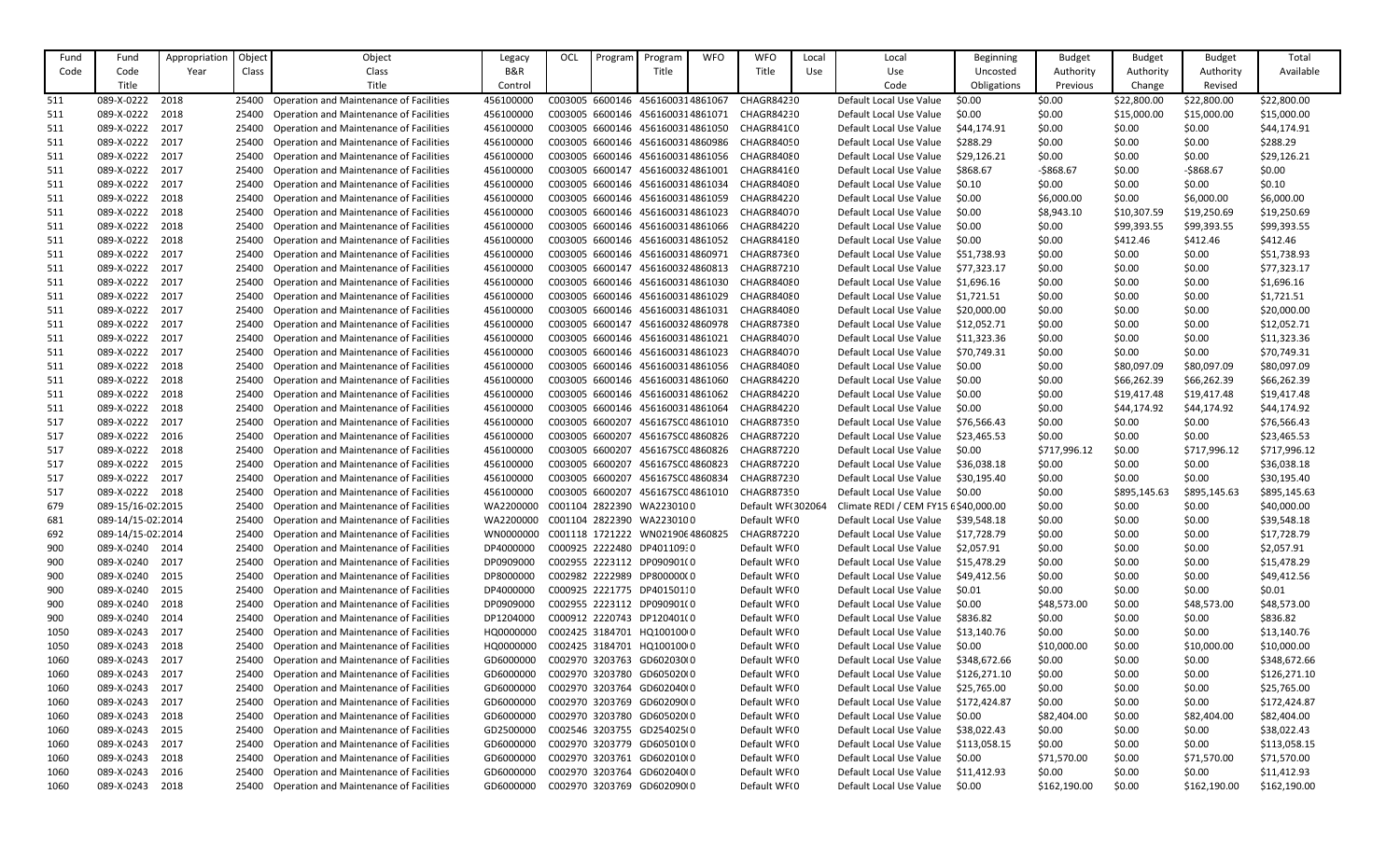| Fund Code | Fund Code | Appropriation Year | Object Class | Object Class Title | Legacy B&R Control | OCL | Program | Program Title | WFO | WFO Title | Local Use | Local Use Code | Beginning Uncosted Obligations | Budget Authority Previous | Budget Authority Change | Budget Authority Revised | Total Available |
|---|---|---|---|---|---|---|---|---|---|---|---|---|---|---|---|---|---|
| 511 | 089-X-0222 | 2018 | 25400 | Operation and Maintenance of Facilities | 456100000 | C003005 | 6600146 | 4561600314861067 | | CHAGR84230 | | Default Local Use Value | $0.00 | $0.00 | $22,800.00 | $22,800.00 | $22,800.00 |
| 511 | 089-X-0222 | 2018 | 25400 | Operation and Maintenance of Facilities | 456100000 | C003005 | 6600146 | 4561600314861071 | | CHAGR84230 | | Default Local Use Value | $0.00 | $0.00 | $15,000.00 | $15,000.00 | $15,000.00 |
| 511 | 089-X-0222 | 2017 | 25400 | Operation and Maintenance of Facilities | 456100000 | C003005 | 6600146 | 4561600314861050 | | CHAGR841C0 | | Default Local Use Value | $44,174.91 | $0.00 | $0.00 | $0.00 | $44,174.91 |
| 511 | 089-X-0222 | 2017 | 25400 | Operation and Maintenance of Facilities | 456100000 | C003005 | 6600146 | 4561600314860986 | | CHAGR84050 | | Default Local Use Value | $288.29 | $0.00 | $0.00 | $0.00 | $288.29 |
| 511 | 089-X-0222 | 2017 | 25400 | Operation and Maintenance of Facilities | 456100000 | C003005 | 6600146 | 4561600314861056 | | CHAGR84080 | | Default Local Use Value | $29,126.21 | $0.00 | $0.00 | $0.00 | $29,126.21 |
| 511 | 089-X-0222 | 2017 | 25400 | Operation and Maintenance of Facilities | 456100000 | C003005 | 6600147 | 4561600324861001 | | CHAGR84160 | | Default Local Use Value | $868.67 | -$868.67 | $0.00 | -$868.67 | $0.00 |
| 511 | 089-X-0222 | 2017 | 25400 | Operation and Maintenance of Facilities | 456100000 | C003005 | 6600146 | 4561600314861034 | | CHAGR84080 | | Default Local Use Value | $0.10 | $0.00 | $0.00 | $0.00 | $0.10 |
| 511 | 089-X-0222 | 2018 | 25400 | Operation and Maintenance of Facilities | 456100000 | C003005 | 6600146 | 4561600314861059 | | CHAGR84220 | | Default Local Use Value | $0.00 | $6,000.00 | $0.00 | $6,000.00 | $6,000.00 |
| 511 | 089-X-0222 | 2018 | 25400 | Operation and Maintenance of Facilities | 456100000 | C003005 | 6600146 | 4561600314861023 | | CHAGR84070 | | Default Local Use Value | $0.00 | $8,943.10 | $10,307.59 | $19,250.69 | $19,250.69 |
| 511 | 089-X-0222 | 2018 | 25400 | Operation and Maintenance of Facilities | 456100000 | C003005 | 6600146 | 4561600314861066 | | CHAGR84220 | | Default Local Use Value | $0.00 | $0.00 | $99,393.55 | $99,393.55 | $99,393.55 |
| 511 | 089-X-0222 | 2018 | 25400 | Operation and Maintenance of Facilities | 456100000 | C003005 | 6600146 | 4561600314861052 | | CHAGR84180 | | Default Local Use Value | $0.00 | $0.00 | $412.46 | $412.46 | $412.46 |
| 511 | 089-X-0222 | 2017 | 25400 | Operation and Maintenance of Facilities | 456100000 | C003005 | 6600146 | 4561600314860971 | | CHAGR87360 | | Default Local Use Value | $51,738.93 | $0.00 | $0.00 | $0.00 | $51,738.93 |
| 511 | 089-X-0222 | 2017 | 25400 | Operation and Maintenance of Facilities | 456100000 | C003005 | 6600147 | 4561600324860813 | | CHAGR87210 | | Default Local Use Value | $77,323.17 | $0.00 | $0.00 | $0.00 | $77,323.17 |
| 511 | 089-X-0222 | 2017 | 25400 | Operation and Maintenance of Facilities | 456100000 | C003005 | 6600146 | 4561600314861030 | | CHAGR84080 | | Default Local Use Value | $1,696.16 | $0.00 | $0.00 | $0.00 | $1,696.16 |
| 511 | 089-X-0222 | 2017 | 25400 | Operation and Maintenance of Facilities | 456100000 | C003005 | 6600146 | 4561600314861029 | | CHAGR84080 | | Default Local Use Value | $1,721.51 | $0.00 | $0.00 | $0.00 | $1,721.51 |
| 511 | 089-X-0222 | 2017 | 25400 | Operation and Maintenance of Facilities | 456100000 | C003005 | 6600146 | 4561600314861031 | | CHAGR84080 | | Default Local Use Value | $20,000.00 | $0.00 | $0.00 | $0.00 | $20,000.00 |
| 511 | 089-X-0222 | 2017 | 25400 | Operation and Maintenance of Facilities | 456100000 | C003005 | 6600147 | 4561600324860978 | | CHAGR87380 | | Default Local Use Value | $12,052.71 | $0.00 | $0.00 | $0.00 | $12,052.71 |
| 511 | 089-X-0222 | 2017 | 25400 | Operation and Maintenance of Facilities | 456100000 | C003005 | 6600146 | 4561600314861021 | | CHAGR84070 | | Default Local Use Value | $11,323.36 | $0.00 | $0.00 | $0.00 | $11,323.36 |
| 511 | 089-X-0222 | 2017 | 25400 | Operation and Maintenance of Facilities | 456100000 | C003005 | 6600146 | 4561600314861023 | | CHAGR84070 | | Default Local Use Value | $70,749.31 | $0.00 | $0.00 | $0.00 | $70,749.31 |
| 511 | 089-X-0222 | 2018 | 25400 | Operation and Maintenance of Facilities | 456100000 | C003005 | 6600146 | 4561600314861056 | | CHAGR84080 | | Default Local Use Value | $0.00 | $0.00 | $80,097.09 | $80,097.09 | $80,097.09 |
| 511 | 089-X-0222 | 2018 | 25400 | Operation and Maintenance of Facilities | 456100000 | C003005 | 6600146 | 4561600314861060 | | CHAGR84220 | | Default Local Use Value | $0.00 | $0.00 | $66,262.39 | $66,262.39 | $66,262.39 |
| 511 | 089-X-0222 | 2018 | 25400 | Operation and Maintenance of Facilities | 456100000 | C003005 | 6600146 | 4561600314861062 | | CHAGR84220 | | Default Local Use Value | $0.00 | $0.00 | $19,417.48 | $19,417.48 | $19,417.48 |
| 511 | 089-X-0222 | 2018 | 25400 | Operation and Maintenance of Facilities | 456100000 | C003005 | 6600146 | 4561600314861064 | | CHAGR84220 | | Default Local Use Value | $0.00 | $0.00 | $44,174.92 | $44,174.92 | $44,174.92 |
| 517 | 089-X-0222 | 2017 | 25400 | Operation and Maintenance of Facilities | 456100000 | C003005 | 6600207 | 456167SC04861010 | | CHAGR87350 | | Default Local Use Value | $76,566.43 | $0.00 | $0.00 | $0.00 | $76,566.43 |
| 517 | 089-X-0222 | 2016 | 25400 | Operation and Maintenance of Facilities | 456100000 | C003005 | 6600207 | 456167SC04860826 | | CHAGR87220 | | Default Local Use Value | $23,465.53 | $0.00 | $0.00 | $0.00 | $23,465.53 |
| 517 | 089-X-0222 | 2018 | 25400 | Operation and Maintenance of Facilities | 456100000 | C003005 | 6600207 | 456167SC04860826 | | CHAGR87220 | | Default Local Use Value | $0.00 | $717,996.12 | $0.00 | $717,996.12 | $717,996.12 |
| 517 | 089-X-0222 | 2015 | 25400 | Operation and Maintenance of Facilities | 456100000 | C003005 | 6600207 | 456167SC04860823 | | CHAGR87220 | | Default Local Use Value | $36,038.18 | $0.00 | $0.00 | $0.00 | $36,038.18 |
| 517 | 089-X-0222 | 2017 | 25400 | Operation and Maintenance of Facilities | 456100000 | C003005 | 6600207 | 456167SC04860834 | | CHAGR87230 | | Default Local Use Value | $30,195.40 | $0.00 | $0.00 | $0.00 | $30,195.40 |
| 517 | 089-X-0222 | 2018 | 25400 | Operation and Maintenance of Facilities | 456100000 | C003005 | 6600207 | 456167SC04861010 | | CHAGR87350 | | Default Local Use Value | $0.00 | $0.00 | $895,145.63 | $895,145.63 | $895,145.63 |
| 679 | 089-15/16-02:2015 | | 25400 | Operation and Maintenance of Facilities | WA2200000 | C001104 | 2822390 | WA2230100 | 0 | Default WF(302064 | | Climate REDI / CEM FY15 6 | $40,000.00 | $0.00 | $0.00 | $0.00 | $40,000.00 |
| 681 | 089-14/15-02:2014 | | 25400 | Operation and Maintenance of Facilities | WA2200000 | C001104 | 2822390 | WA2230100 | 0 | Default WF(0 | | Default Local Use Value | $39,548.18 | $0.00 | $0.00 | $0.00 | $39,548.18 |
| 692 | 089-14/15-02:2014 | | 25400 | Operation and Maintenance of Facilities | WN0000000 | C001118 | 1721222 | WN021906 | 4860825 | CHAGR87220 | | Default Local Use Value | $17,728.79 | $0.00 | $0.00 | $0.00 | $17,728.79 |
| 900 | 089-X-0240 | 2014 | 25400 | Operation and Maintenance of Facilities | DP4000000 | C000925 | 2222480 | DP401109 | 0 | Default WF(0 | | Default Local Use Value | $2,057.91 | $0.00 | $0.00 | $0.00 | $2,057.91 |
| 900 | 089-X-0240 | 2017 | 25400 | Operation and Maintenance of Facilities | DP0909000 | C002955 | 2223112 | DP090901( | 0 | Default WF(0 | | Default Local Use Value | $15,478.29 | $0.00 | $0.00 | $0.00 | $15,478.29 |
| 900 | 089-X-0240 | 2015 | 25400 | Operation and Maintenance of Facilities | DP8000000 | C002982 | 2222989 | DP800000( | 0 | Default WF(0 | | Default Local Use Value | $49,412.56 | $0.00 | $0.00 | $0.00 | $49,412.56 |
| 900 | 089-X-0240 | 2015 | 25400 | Operation and Maintenance of Facilities | DP4000000 | C000925 | 2221775 | DP401501 | 0 | Default WF(0 | | Default Local Use Value | $0.01 | $0.00 | $0.00 | $0.00 | $0.01 |
| 900 | 089-X-0240 | 2018 | 25400 | Operation and Maintenance of Facilities | DP0909000 | C002955 | 2223112 | DP090901( | 0 | Default WF(0 | | Default Local Use Value | $0.00 | $48,573.00 | $0.00 | $48,573.00 | $48,573.00 |
| 900 | 089-X-0240 | 2014 | 25400 | Operation and Maintenance of Facilities | DP1204000 | C000912 | 2220743 | DP120401( | 0 | Default WF(0 | | Default Local Use Value | $836.82 | $0.00 | $0.00 | $0.00 | $836.82 |
| 1050 | 089-X-0243 | 2017 | 25400 | Operation and Maintenance of Facilities | HQ0000000 | C002425 | 3184701 | HQ100100( | 0 | Default WF(0 | | Default Local Use Value | $13,140.76 | $0.00 | $0.00 | $0.00 | $13,140.76 |
| 1050 | 089-X-0243 | 2018 | 25400 | Operation and Maintenance of Facilities | HQ0000000 | C002425 | 3184701 | HQ100100( | 0 | Default WF(0 | | Default Local Use Value | $0.00 | $10,000.00 | $0.00 | $10,000.00 | $10,000.00 |
| 1060 | 089-X-0243 | 2017 | 25400 | Operation and Maintenance of Facilities | GD6000000 | C002970 | 3203763 | GD602030( | 0 | Default WF(0 | | Default Local Use Value | $348,672.66 | $0.00 | $0.00 | $0.00 | $348,672.66 |
| 1060 | 089-X-0243 | 2017 | 25400 | Operation and Maintenance of Facilities | GD6000000 | C002970 | 3203780 | GD605020( | 0 | Default WF(0 | | Default Local Use Value | $126,271.10 | $0.00 | $0.00 | $0.00 | $126,271.10 |
| 1060 | 089-X-0243 | 2017 | 25400 | Operation and Maintenance of Facilities | GD6000000 | C002970 | 3203764 | GD602040( | 0 | Default WF(0 | | Default Local Use Value | $25,765.00 | $0.00 | $0.00 | $0.00 | $25,765.00 |
| 1060 | 089-X-0243 | 2017 | 25400 | Operation and Maintenance of Facilities | GD6000000 | C002970 | 3203769 | GD602090( | 0 | Default WF(0 | | Default Local Use Value | $172,424.87 | $0.00 | $0.00 | $0.00 | $172,424.87 |
| 1060 | 089-X-0243 | 2018 | 25400 | Operation and Maintenance of Facilities | GD6000000 | C002970 | 3203780 | GD605020( | 0 | Default WF(0 | | Default Local Use Value | $0.00 | $82,404.00 | $0.00 | $82,404.00 | $82,404.00 |
| 1060 | 089-X-0243 | 2015 | 25400 | Operation and Maintenance of Facilities | GD2500000 | C002546 | 3203755 | GD254025( | 0 | Default WF(0 | | Default Local Use Value | $38,022.43 | $0.00 | $0.00 | $0.00 | $38,022.43 |
| 1060 | 089-X-0243 | 2017 | 25400 | Operation and Maintenance of Facilities | GD6000000 | C002970 | 3203779 | GD605010( | 0 | Default WF(0 | | Default Local Use Value | $113,058.15 | $0.00 | $0.00 | $0.00 | $113,058.15 |
| 1060 | 089-X-0243 | 2018 | 25400 | Operation and Maintenance of Facilities | GD6000000 | C002970 | 3203761 | GD602010( | 0 | Default WF(0 | | Default Local Use Value | $0.00 | $71,570.00 | $0.00 | $71,570.00 | $71,570.00 |
| 1060 | 089-X-0243 | 2016 | 25400 | Operation and Maintenance of Facilities | GD6000000 | C002970 | 3203764 | GD602040( | 0 | Default WF(0 | | Default Local Use Value | $11,412.93 | $0.00 | $0.00 | $0.00 | $11,412.93 |
| 1060 | 089-X-0243 | 2018 | 25400 | Operation and Maintenance of Facilities | GD6000000 | C002970 | 3203769 | GD602090( | 0 | Default WF(0 | | Default Local Use Value | $0.00 | $162,190.00 | $0.00 | $162,190.00 | $162,190.00 |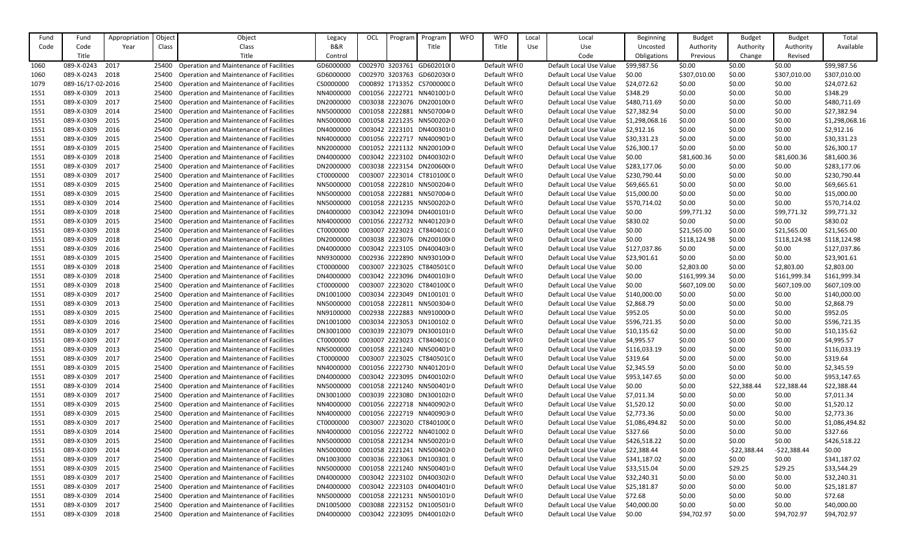| Fund Code | Fund Code Title | Appropriation Year | Object Class | Object Class Title | Legacy B&R Control | OCL | Program | Program Title | WFO | WFO Title | Local Use | Local Use Code | Beginning Uncosted Obligations | Budget Authority Previous | Budget Authority Change | Budget Authority Revised | Total Available |
|---|---|---|---|---|---|---|---|---|---|---|---|---|---|---|---|---|---|
| 1060 | 089-X-0243 | 2017 | 25400 | Operation and Maintenance of Facilities | GD6000000 | C002970 | 3203761 | GD602010(0 | | Default WF(0 | | Default Local Use Value | $99,987.56 | $0.00 | $0.00 | $0.00 | $99,987.56 |
| 1060 | 089-X-0243 | 2018 | 25400 | Operation and Maintenance of Facilities | GD6000000 | C002970 | 3203763 | GD602030(0 | | Default WF(0 | | Default Local Use Value | $0.00 | $307,010.00 | $0.00 | $307,010.00 | $307,010.00 |
| 1079 | 089-16/17-02 | 2016 | 25400 | Operation and Maintenance of Facilities | CS0000000 | C000892 | 1713352 | CS7000000 0 | | Default WF(0 | | Default Local Use Value | $24,072.62 | $0.00 | $0.00 | $0.00 | $24,072.62 |
| 1551 | 089-X-0309 | 2013 | 25400 | Operation and Maintenance of Facilities | NN4000000 | C001056 | 2222721 | NN401001(0 | | Default WF(0 | | Default Local Use Value | $348.29 | $0.00 | $0.00 | $0.00 | $348.29 |
| 1551 | 089-X-0309 | 2017 | 25400 | Operation and Maintenance of Facilities | DN2000000 | C003038 | 2223076 | DN200100(0 | | Default WF(0 | | Default Local Use Value | $480,711.69 | $0.00 | $0.00 | $0.00 | $480,711.69 |
| 1551 | 089-X-0309 | 2014 | 25400 | Operation and Maintenance of Facilities | NN5000000 | C001058 | 2222881 | NN507004(0 | | Default WF(0 | | Default Local Use Value | $27,382.94 | $0.00 | $0.00 | $0.00 | $27,382.94 |
| 1551 | 089-X-0309 | 2015 | 25400 | Operation and Maintenance of Facilities | NN5000000 | C001058 | 2221235 | NN500202(0 | | Default WF(0 | | Default Local Use Value | $1,298,068.16 | $0.00 | $0.00 | $0.00 | $1,298,068.16 |
| 1551 | 089-X-0309 | 2016 | 25400 | Operation and Maintenance of Facilities | DN4000000 | C003042 | 2223101 | DN400301(0 | | Default WF(0 | | Default Local Use Value | $2,912.16 | $0.00 | $0.00 | $0.00 | $2,912.16 |
| 1551 | 089-X-0309 | 2015 | 25400 | Operation and Maintenance of Facilities | NN4000000 | C001056 | 2222717 | NN400901(0 | | Default WF(0 | | Default Local Use Value | $30,331.23 | $0.00 | $0.00 | $0.00 | $30,331.23 |
| 1551 | 089-X-0309 | 2015 | 25400 | Operation and Maintenance of Facilities | NN2000000 | C001052 | 2221132 | NN200100(0 | | Default WF(0 | | Default Local Use Value | $26,300.17 | $0.00 | $0.00 | $0.00 | $26,300.17 |
| 1551 | 089-X-0309 | 2018 | 25400 | Operation and Maintenance of Facilities | DN4000000 | C003042 | 2223102 | DN400302(0 | | Default WF(0 | | Default Local Use Value | $0.00 | $81,600.36 | $0.00 | $81,600.36 | $81,600.36 |
| 1551 | 089-X-0309 | 2017 | 25400 | Operation and Maintenance of Facilities | DN2000000 | C003038 | 2223154 | DN200600(0 | | Default WF(0 | | Default Local Use Value | $283,177.06 | $0.00 | $0.00 | $0.00 | $283,177.06 |
| 1551 | 089-X-0309 | 2017 | 25400 | Operation and Maintenance of Facilities | CT0000000 | C003007 | 2223014 | CT810100C0 | | Default WF(0 | | Default Local Use Value | $230,790.44 | $0.00 | $0.00 | $0.00 | $230,790.44 |
| 1551 | 089-X-0309 | 2015 | 25400 | Operation and Maintenance of Facilities | NN5000000 | C001058 | 2222810 | NN500204(0 | | Default WF(0 | | Default Local Use Value | $69,665.61 | $0.00 | $0.00 | $0.00 | $69,665.61 |
| 1551 | 089-X-0309 | 2015 | 25400 | Operation and Maintenance of Facilities | NN5000000 | C001058 | 2222881 | NN507004(0 | | Default WF(0 | | Default Local Use Value | $15,000.00 | $0.00 | $0.00 | $0.00 | $15,000.00 |
| 1551 | 089-X-0309 | 2014 | 25400 | Operation and Maintenance of Facilities | NN5000000 | C001058 | 2221235 | NN500202(0 | | Default WF(0 | | Default Local Use Value | $570,714.02 | $0.00 | $0.00 | $0.00 | $570,714.02 |
| 1551 | 089-X-0309 | 2018 | 25400 | Operation and Maintenance of Facilities | DN4000000 | C003042 | 2223094 | DN400101(0 | | Default WF(0 | | Default Local Use Value | $0.00 | $99,771.32 | $0.00 | $99,771.32 | $99,771.32 |
| 1551 | 089-X-0309 | 2015 | 25400 | Operation and Maintenance of Facilities | NN4000000 | C001056 | 2222732 | NN401203(0 | | Default WF(0 | | Default Local Use Value | $830.02 | $0.00 | $0.00 | $0.00 | $830.02 |
| 1551 | 089-X-0309 | 2018 | 25400 | Operation and Maintenance of Facilities | CT0000000 | C003007 | 2223023 | CT840401C0 | | Default WF(0 | | Default Local Use Value | $0.00 | $21,565.00 | $0.00 | $21,565.00 | $21,565.00 |
| 1551 | 089-X-0309 | 2018 | 25400 | Operation and Maintenance of Facilities | DN2000000 | C003038 | 2223076 | DN200100(0 | | Default WF(0 | | Default Local Use Value | $0.00 | $118,124.98 | $0.00 | $118,124.98 | $118,124.98 |
| 1551 | 089-X-0309 | 2016 | 25400 | Operation and Maintenance of Facilities | DN4000000 | C003042 | 2223105 | DN400403(0 | | Default WF(0 | | Default Local Use Value | $127,037.86 | $0.00 | $0.00 | $0.00 | $127,037.86 |
| 1551 | 089-X-0309 | 2015 | 25400 | Operation and Maintenance of Facilities | NN9300000 | C002936 | 2222890 | NN930100(0 | | Default WF(0 | | Default Local Use Value | $23,901.61 | $0.00 | $0.00 | $0.00 | $23,901.61 |
| 1551 | 089-X-0309 | 2018 | 25400 | Operation and Maintenance of Facilities | CT0000000 | C003007 | 2223025 | CT840501C0 | | Default WF(0 | | Default Local Use Value | $0.00 | $2,803.00 | $0.00 | $2,803.00 | $2,803.00 |
| 1551 | 089-X-0309 | 2018 | 25400 | Operation and Maintenance of Facilities | DN4000000 | C003042 | 2223096 | DN400103(0 | | Default WF(0 | | Default Local Use Value | $0.00 | $161,999.34 | $0.00 | $161,999.34 | $161,999.34 |
| 1551 | 089-X-0309 | 2018 | 25400 | Operation and Maintenance of Facilities | CT0000000 | C003007 | 2223020 | CT840100C0 | | Default WF(0 | | Default Local Use Value | $0.00 | $607,109.00 | $0.00 | $607,109.00 | $607,109.00 |
| 1551 | 089-X-0309 | 2017 | 25400 | Operation and Maintenance of Facilities | DN1001000 | C003034 | 2223049 | DN100101 0 | | Default WF(0 | | Default Local Use Value | $140,000.00 | $0.00 | $0.00 | $0.00 | $140,000.00 |
| 1551 | 089-X-0309 | 2013 | 25400 | Operation and Maintenance of Facilities | NN5000000 | C001058 | 2222811 | NN500304(0 | | Default WF(0 | | Default Local Use Value | $2,868.79 | $0.00 | $0.00 | $0.00 | $2,868.79 |
| 1551 | 089-X-0309 | 2015 | 25400 | Operation and Maintenance of Facilities | NN9100000 | C002938 | 2222883 | NN910000(0 | | Default WF(0 | | Default Local Use Value | $952.05 | $0.00 | $0.00 | $0.00 | $952.05 |
| 1551 | 089-X-0309 | 2016 | 25400 | Operation and Maintenance of Facilities | DN1001000 | C003034 | 2223053 | DN100102 0 | | Default WF(0 | | Default Local Use Value | $596,721.35 | $0.00 | $0.00 | $0.00 | $596,721.35 |
| 1551 | 089-X-0309 | 2017 | 25400 | Operation and Maintenance of Facilities | DN3001000 | C003039 | 2223079 | DN300101(0 | | Default WF(0 | | Default Local Use Value | $10,135.62 | $0.00 | $0.00 | $0.00 | $10,135.62 |
| 1551 | 089-X-0309 | 2017 | 25400 | Operation and Maintenance of Facilities | CT0000000 | C003007 | 2223023 | CT840401C0 | | Default WF(0 | | Default Local Use Value | $4,995.57 | $0.00 | $0.00 | $0.00 | $4,995.57 |
| 1551 | 089-X-0309 | 2013 | 25400 | Operation and Maintenance of Facilities | NN5000000 | C001058 | 2221240 | NN500401(0 | | Default WF(0 | | Default Local Use Value | $116,033.19 | $0.00 | $0.00 | $0.00 | $116,033.19 |
| 1551 | 089-X-0309 | 2017 | 25400 | Operation and Maintenance of Facilities | CT0000000 | C003007 | 2223025 | CT840501C0 | | Default WF(0 | | Default Local Use Value | $319.64 | $0.00 | $0.00 | $0.00 | $319.64 |
| 1551 | 089-X-0309 | 2015 | 25400 | Operation and Maintenance of Facilities | NN4000000 | C001056 | 2222730 | NN401201(0 | | Default WF(0 | | Default Local Use Value | $2,345.59 | $0.00 | $0.00 | $0.00 | $2,345.59 |
| 1551 | 089-X-0309 | 2017 | 25400 | Operation and Maintenance of Facilities | DN4000000 | C003042 | 2223095 | DN400102(0 | | Default WF(0 | | Default Local Use Value | $953,147.65 | $0.00 | $0.00 | $0.00 | $953,147.65 |
| 1551 | 089-X-0309 | 2014 | 25400 | Operation and Maintenance of Facilities | NN5000000 | C001058 | 2221240 | NN500401(0 | | Default WF(0 | | Default Local Use Value | $0.00 | $0.00 | $22,388.44 | $22,388.44 | $22,388.44 |
| 1551 | 089-X-0309 | 2017 | 25400 | Operation and Maintenance of Facilities | DN3001000 | C003039 | 2223080 | DN300102(0 | | Default WF(0 | | Default Local Use Value | $7,011.34 | $0.00 | $0.00 | $0.00 | $7,011.34 |
| 1551 | 089-X-0309 | 2015 | 25400 | Operation and Maintenance of Facilities | NN4000000 | C001056 | 2222718 | NN400902(0 | | Default WF(0 | | Default Local Use Value | $1,520.12 | $0.00 | $0.00 | $0.00 | $1,520.12 |
| 1551 | 089-X-0309 | 2015 | 25400 | Operation and Maintenance of Facilities | NN4000000 | C001056 | 2222719 | NN400903(0 | | Default WF(0 | | Default Local Use Value | $2,773.36 | $0.00 | $0.00 | $0.00 | $2,773.36 |
| 1551 | 089-X-0309 | 2017 | 25400 | Operation and Maintenance of Facilities | CT0000000 | C003007 | 2223020 | CT840100C0 | | Default WF(0 | | Default Local Use Value | $1,086,494.82 | $0.00 | $0.00 | $0.00 | $1,086,494.82 |
| 1551 | 089-X-0309 | 2014 | 25400 | Operation and Maintenance of Facilities | NN4000000 | C001056 | 2222722 | NN401002 0 | | Default WF(0 | | Default Local Use Value | $327.66 | $0.00 | $0.00 | $0.00 | $327.66 |
| 1551 | 089-X-0309 | 2015 | 25400 | Operation and Maintenance of Facilities | NN5000000 | C001058 | 2221234 | NN500201(0 | | Default WF(0 | | Default Local Use Value | $426,518.22 | $0.00 | $0.00 | $0.00 | $426,518.22 |
| 1551 | 089-X-0309 | 2014 | 25400 | Operation and Maintenance of Facilities | NN5000000 | C001058 | 2221241 | NN500402(0 | | Default WF(0 | | Default Local Use Value | $22,388.44 | $0.00 | -$22,388.44 | -$22,388.44 | $0.00 |
| 1551 | 089-X-0309 | 2017 | 25400 | Operation and Maintenance of Facilities | DN1003000 | C003036 | 2223063 | DN100301 0 | | Default WF(0 | | Default Local Use Value | $341,187.02 | $0.00 | $0.00 | $0.00 | $341,187.02 |
| 1551 | 089-X-0309 | 2015 | 25400 | Operation and Maintenance of Facilities | NN5000000 | C001058 | 2221240 | NN500401(0 | | Default WF(0 | | Default Local Use Value | $33,515.04 | $0.00 | $29.25 | $29.25 | $33,544.29 |
| 1551 | 089-X-0309 | 2017 | 25400 | Operation and Maintenance of Facilities | DN4000000 | C003042 | 2223102 | DN400302(0 | | Default WF(0 | | Default Local Use Value | $32,240.31 | $0.00 | $0.00 | $0.00 | $32,240.31 |
| 1551 | 089-X-0309 | 2017 | 25400 | Operation and Maintenance of Facilities | DN4000000 | C003042 | 2223103 | DN400401(0 | | Default WF(0 | | Default Local Use Value | $25,181.87 | $0.00 | $0.00 | $0.00 | $25,181.87 |
| 1551 | 089-X-0309 | 2014 | 25400 | Operation and Maintenance of Facilities | NN5000000 | C001058 | 2221231 | NN500101(0 | | Default WF(0 | | Default Local Use Value | $72.68 | $0.00 | $0.00 | $0.00 | $72.68 |
| 1551 | 089-X-0309 | 2017 | 25400 | Operation and Maintenance of Facilities | DN1005000 | C003088 | 2223152 | DN100501(0 | | Default WF(0 | | Default Local Use Value | $40,000.00 | $0.00 | $0.00 | $0.00 | $40,000.00 |
| 1551 | 089-X-0309 | 2018 | 25400 | Operation and Maintenance of Facilities | DN4000000 | C003042 | 2223095 | DN400102(0 | | Default WF(0 | | Default Local Use Value | $0.00 | $94,702.97 | $0.00 | $94,702.97 | $94,702.97 |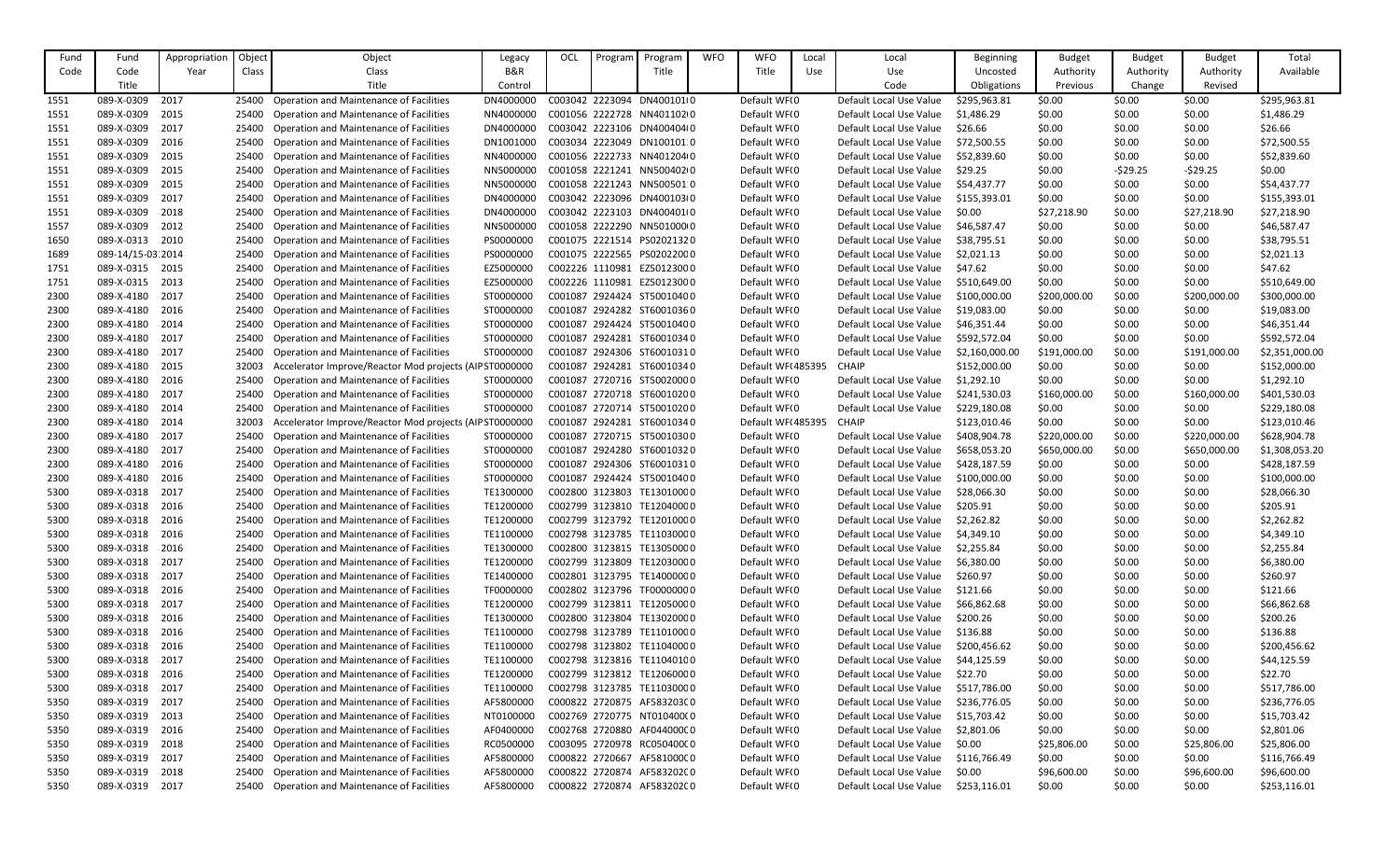| Fund Code | Fund Code Title | Appropriation Year | Object Class | Object Class Title | Legacy B&R Control | OCL | Program | Program Title | WFO | WFO Title | Local Use | Local Use Code | Beginning Uncosted Obligations | Budget Authority Previous | Budget Authority Change | Budget Authority Revised | Total Available |
|---|---|---|---|---|---|---|---|---|---|---|---|---|---|---|---|---|---|
| 1551 | 089-X-0309 | 2017 | 25400 | Operation and Maintenance of Facilities | DN4000000 | C003042 | 2223094 | DN400101(0 | | Default WF(0 | | Default Local Use Value | $295,963.81 | $0.00 | $0.00 | $0.00 | $295,963.81 |
| 1551 | 089-X-0309 | 2015 | 25400 | Operation and Maintenance of Facilities | NN4000000 | C001056 | 2222728 | NN401102(0 | | Default WF(0 | | Default Local Use Value | $1,486.29 | $0.00 | $0.00 | $0.00 | $1,486.29 |
| 1551 | 089-X-0309 | 2017 | 25400 | Operation and Maintenance of Facilities | DN4000000 | C003042 | 2223106 | DN400404(0 | | Default WF(0 | | Default Local Use Value | $26.66 | $0.00 | $0.00 | $0.00 | $26.66 |
| 1551 | 089-X-0309 | 2016 | 25400 | Operation and Maintenance of Facilities | DN1001000 | C003034 | 2223049 | DN100101:0 | | Default WF(0 | | Default Local Use Value | $72,500.55 | $0.00 | $0.00 | $0.00 | $72,500.55 |
| 1551 | 089-X-0309 | 2015 | 25400 | Operation and Maintenance of Facilities | NN4000000 | C001056 | 2222733 | NN401204(0 | | Default WF(0 | | Default Local Use Value | $52,839.60 | $0.00 | $0.00 | $0.00 | $52,839.60 |
| 1551 | 089-X-0309 | 2015 | 25400 | Operation and Maintenance of Facilities | NN5000000 | C001058 | 2221241 | NN500402(0 | | Default WF(0 | | Default Local Use Value | $29.25 | $0.00 | -$29.25 | -$29.25 | $0.00 |
| 1551 | 089-X-0309 | 2015 | 25400 | Operation and Maintenance of Facilities | NN5000000 | C001058 | 2221243 | NN500501:0 | | Default WF(0 | | Default Local Use Value | $54,437.77 | $0.00 | $0.00 | $0.00 | $54,437.77 |
| 1551 | 089-X-0309 | 2017 | 25400 | Operation and Maintenance of Facilities | DN4000000 | C003042 | 2223096 | DN400103(0 | | Default WF(0 | | Default Local Use Value | $155,393.01 | $0.00 | $0.00 | $0.00 | $155,393.01 |
| 1551 | 089-X-0309 | 2018 | 25400 | Operation and Maintenance of Facilities | DN4000000 | C003042 | 2223103 | DN400401(0 | | Default WF(0 | | Default Local Use Value | $0.00 | $27,218.90 | $0.00 | $27,218.90 | $27,218.90 |
| 1557 | 089-X-0309 | 2012 | 25400 | Operation and Maintenance of Facilities | NN5000000 | C001058 | 2222290 | NN501000(0 | | Default WF(0 | | Default Local Use Value | $46,587.47 | $0.00 | $0.00 | $0.00 | $46,587.47 |
| 1650 | 089-X-0313 | 2010 | 25400 | Operation and Maintenance of Facilities | PS0000000 | C001075 | 2221514 | PS02021320 | | Default WF(0 | | Default Local Use Value | $38,795.51 | $0.00 | $0.00 | $0.00 | $38,795.51 |
| 1689 | 089-14/15-03:2014 | | 25400 | Operation and Maintenance of Facilities | PS0000000 | C001075 | 2222565 | PS02022000 | | Default WF(0 | | Default Local Use Value | $2,021.13 | $0.00 | $0.00 | $0.00 | $2,021.13 |
| 1751 | 089-X-0315 | 2015 | 25400 | Operation and Maintenance of Facilities | EZ5000000 | C002226 | 1110981 | EZ50123000 | | Default WF(0 | | Default Local Use Value | $47.62 | $0.00 | $0.00 | $0.00 | $47.62 |
| 1751 | 089-X-0315 | 2013 | 25400 | Operation and Maintenance of Facilities | EZ5000000 | C002226 | 1110981 | EZ50123000 | | Default WF(0 | | Default Local Use Value | $510,649.00 | $0.00 | $0.00 | $0.00 | $510,649.00 |
| 2300 | 089-X-4180 | 2017 | 25400 | Operation and Maintenance of Facilities | ST0000000 | C001087 | 2924424 | ST50010400 | | Default WF(0 | | Default Local Use Value | $100,000.00 | $200,000.00 | $0.00 | $200,000.00 | $300,000.00 |
| 2300 | 089-X-4180 | 2016 | 25400 | Operation and Maintenance of Facilities | ST0000000 | C001087 | 2924282 | ST60010360 | | Default WF(0 | | Default Local Use Value | $19,083.00 | $0.00 | $0.00 | $0.00 | $19,083.00 |
| 2300 | 089-X-4180 | 2014 | 25400 | Operation and Maintenance of Facilities | ST0000000 | C001087 | 2924424 | ST50010400 | | Default WF(0 | | Default Local Use Value | $46,351.44 | $0.00 | $0.00 | $0.00 | $46,351.44 |
| 2300 | 089-X-4180 | 2017 | 25400 | Operation and Maintenance of Facilities | ST0000000 | C001087 | 2924281 | ST60010340 | | Default WF(0 | | Default Local Use Value | $592,572.04 | $0.00 | $0.00 | $0.00 | $592,572.04 |
| 2300 | 089-X-4180 | 2017 | 25400 | Operation and Maintenance of Facilities | ST0000000 | C001087 | 2924306 | ST60010310 | | Default WF(0 | | Default Local Use Value | $2,160,000.00 | $191,000.00 | $0.00 | $191,000.00 | $2,351,000.00 |
| 2300 | 089-X-4180 | 2015 | 32003 | Accelerator Improve/Reactor Mod projects (AIP | ST0000000 | C001087 | 2924281 | ST60010340 | | Default WF(485395 | | CHAIP | $152,000.00 | $0.00 | $0.00 | $0.00 | $152,000.00 |
| 2300 | 089-X-4180 | 2016 | 25400 | Operation and Maintenance of Facilities | ST0000000 | C001087 | 2720716 | ST50020000 | | Default WF(0 | | Default Local Use Value | $1,292.10 | $0.00 | $0.00 | $0.00 | $1,292.10 |
| 2300 | 089-X-4180 | 2017 | 25400 | Operation and Maintenance of Facilities | ST0000000 | C001087 | 2720718 | ST60010200 | | Default WF(0 | | Default Local Use Value | $241,530.03 | $160,000.00 | $0.00 | $160,000.00 | $401,530.03 |
| 2300 | 089-X-4180 | 2014 | 25400 | Operation and Maintenance of Facilities | ST0000000 | C001087 | 2720714 | ST50010200 | | Default WF(0 | | Default Local Use Value | $229,180.08 | $0.00 | $0.00 | $0.00 | $229,180.08 |
| 2300 | 089-X-4180 | 2014 | 32003 | Accelerator Improve/Reactor Mod projects (AIP | ST0000000 | C001087 | 2924281 | ST60010340 | | Default WF(485395 | | CHAIP | $123,010.46 | $0.00 | $0.00 | $0.00 | $123,010.46 |
| 2300 | 089-X-4180 | 2017 | 25400 | Operation and Maintenance of Facilities | ST0000000 | C001087 | 2720715 | ST50010300 | | Default WF(0 | | Default Local Use Value | $408,904.78 | $220,000.00 | $0.00 | $220,000.00 | $628,904.78 |
| 2300 | 089-X-4180 | 2017 | 25400 | Operation and Maintenance of Facilities | ST0000000 | C001087 | 2924280 | ST60010320 | | Default WF(0 | | Default Local Use Value | $658,053.20 | $650,000.00 | $0.00 | $650,000.00 | $1,308,053.20 |
| 2300 | 089-X-4180 | 2016 | 25400 | Operation and Maintenance of Facilities | ST0000000 | C001087 | 2924306 | ST60010310 | | Default WF(0 | | Default Local Use Value | $428,187.59 | $0.00 | $0.00 | $0.00 | $428,187.59 |
| 2300 | 089-X-4180 | 2016 | 25400 | Operation and Maintenance of Facilities | ST0000000 | C001087 | 2924424 | ST50010400 | | Default WF(0 | | Default Local Use Value | $100,000.00 | $0.00 | $0.00 | $0.00 | $100,000.00 |
| 5300 | 089-X-0318 | 2017 | 25400 | Operation and Maintenance of Facilities | TE1300000 | C002800 | 3123803 | TE13010000 | | Default WF(0 | | Default Local Use Value | $28,066.30 | $0.00 | $0.00 | $0.00 | $28,066.30 |
| 5300 | 089-X-0318 | 2016 | 25400 | Operation and Maintenance of Facilities | TE1200000 | C002799 | 3123810 | TE12040000 | | Default WF(0 | | Default Local Use Value | $205.91 | $0.00 | $0.00 | $0.00 | $205.91 |
| 5300 | 089-X-0318 | 2016 | 25400 | Operation and Maintenance of Facilities | TE1200000 | C002799 | 3123792 | TE12010000 | | Default WF(0 | | Default Local Use Value | $2,262.82 | $0.00 | $0.00 | $0.00 | $2,262.82 |
| 5300 | 089-X-0318 | 2016 | 25400 | Operation and Maintenance of Facilities | TE1100000 | C002798 | 3123785 | TE11030000 | | Default WF(0 | | Default Local Use Value | $4,349.10 | $0.00 | $0.00 | $0.00 | $4,349.10 |
| 5300 | 089-X-0318 | 2016 | 25400 | Operation and Maintenance of Facilities | TE1300000 | C002800 | 3123815 | TE13050000 | | Default WF(0 | | Default Local Use Value | $2,255.84 | $0.00 | $0.00 | $0.00 | $2,255.84 |
| 5300 | 089-X-0318 | 2017 | 25400 | Operation and Maintenance of Facilities | TE1200000 | C002799 | 3123809 | TE12030000 | | Default WF(0 | | Default Local Use Value | $6,380.00 | $0.00 | $0.00 | $0.00 | $6,380.00 |
| 5300 | 089-X-0318 | 2017 | 25400 | Operation and Maintenance of Facilities | TE1400000 | C002801 | 3123795 | TE14000000 | | Default WF(0 | | Default Local Use Value | $260.97 | $0.00 | $0.00 | $0.00 | $260.97 |
| 5300 | 089-X-0318 | 2016 | 25400 | Operation and Maintenance of Facilities | TF0000000 | C002802 | 3123796 | TF00000000 | | Default WF(0 | | Default Local Use Value | $121.66 | $0.00 | $0.00 | $0.00 | $121.66 |
| 5300 | 089-X-0318 | 2017 | 25400 | Operation and Maintenance of Facilities | TE1200000 | C002799 | 3123811 | TE12050000 | | Default WF(0 | | Default Local Use Value | $66,862.68 | $0.00 | $0.00 | $0.00 | $66,862.68 |
| 5300 | 089-X-0318 | 2016 | 25400 | Operation and Maintenance of Facilities | TE1300000 | C002800 | 3123804 | TE13020000 | | Default WF(0 | | Default Local Use Value | $200.26 | $0.00 | $0.00 | $0.00 | $200.26 |
| 5300 | 089-X-0318 | 2016 | 25400 | Operation and Maintenance of Facilities | TE1100000 | C002798 | 3123789 | TE11010000 | | Default WF(0 | | Default Local Use Value | $136.88 | $0.00 | $0.00 | $0.00 | $136.88 |
| 5300 | 089-X-0318 | 2016 | 25400 | Operation and Maintenance of Facilities | TE1100000 | C002798 | 3123802 | TE11040000 | | Default WF(0 | | Default Local Use Value | $200,456.62 | $0.00 | $0.00 | $0.00 | $200,456.62 |
| 5300 | 089-X-0318 | 2017 | 25400 | Operation and Maintenance of Facilities | TE1100000 | C002798 | 3123816 | TE11040100 | | Default WF(0 | | Default Local Use Value | $44,125.59 | $0.00 | $0.00 | $0.00 | $44,125.59 |
| 5300 | 089-X-0318 | 2016 | 25400 | Operation and Maintenance of Facilities | TE1200000 | C002799 | 3123812 | TE12060000 | | Default WF(0 | | Default Local Use Value | $22.70 | $0.00 | $0.00 | $0.00 | $22.70 |
| 5300 | 089-X-0318 | 2017 | 25400 | Operation and Maintenance of Facilities | TE1100000 | C002798 | 3123785 | TE11030000 | | Default WF(0 | | Default Local Use Value | $517,786.00 | $0.00 | $0.00 | $0.00 | $517,786.00 |
| 5350 | 089-X-0319 | 2017 | 25400 | Operation and Maintenance of Facilities | AF5800000 | C000822 | 2720875 | AF583203C0 | | Default WF(0 | | Default Local Use Value | $236,776.05 | $0.00 | $0.00 | $0.00 | $236,776.05 |
| 5350 | 089-X-0319 | 2013 | 25400 | Operation and Maintenance of Facilities | NT0100000 | C002769 | 2720775 | NT010400(0 | | Default WF(0 | | Default Local Use Value | $15,703.42 | $0.00 | $0.00 | $0.00 | $15,703.42 |
| 5350 | 089-X-0319 | 2016 | 25400 | Operation and Maintenance of Facilities | AF0400000 | C002768 | 2720880 | AF044000C0 | | Default WF(0 | | Default Local Use Value | $2,801.06 | $0.00 | $0.00 | $0.00 | $2,801.06 |
| 5350 | 089-X-0319 | 2018 | 25400 | Operation and Maintenance of Facilities | RC0500000 | C003095 | 2720978 | RC050400C0 | | Default WF(0 | | Default Local Use Value | $0.00 | $25,806.00 | $0.00 | $25,806.00 | $25,806.00 |
| 5350 | 089-X-0319 | 2017 | 25400 | Operation and Maintenance of Facilities | AF5800000 | C000822 | 2720667 | AF581000C0 | | Default WF(0 | | Default Local Use Value | $116,766.49 | $0.00 | $0.00 | $0.00 | $116,766.49 |
| 5350 | 089-X-0319 | 2018 | 25400 | Operation and Maintenance of Facilities | AF5800000 | C000822 | 2720874 | AF583202C0 | | Default WF(0 | | Default Local Use Value | $0.00 | $96,600.00 | $0.00 | $96,600.00 | $96,600.00 |
| 5350 | 089-X-0319 | 2017 | 25400 | Operation and Maintenance of Facilities | AF5800000 | C000822 | 2720874 | AF583202C0 | | Default WF(0 | | Default Local Use Value | $253,116.01 | $0.00 | $0.00 | $0.00 | $253,116.01 |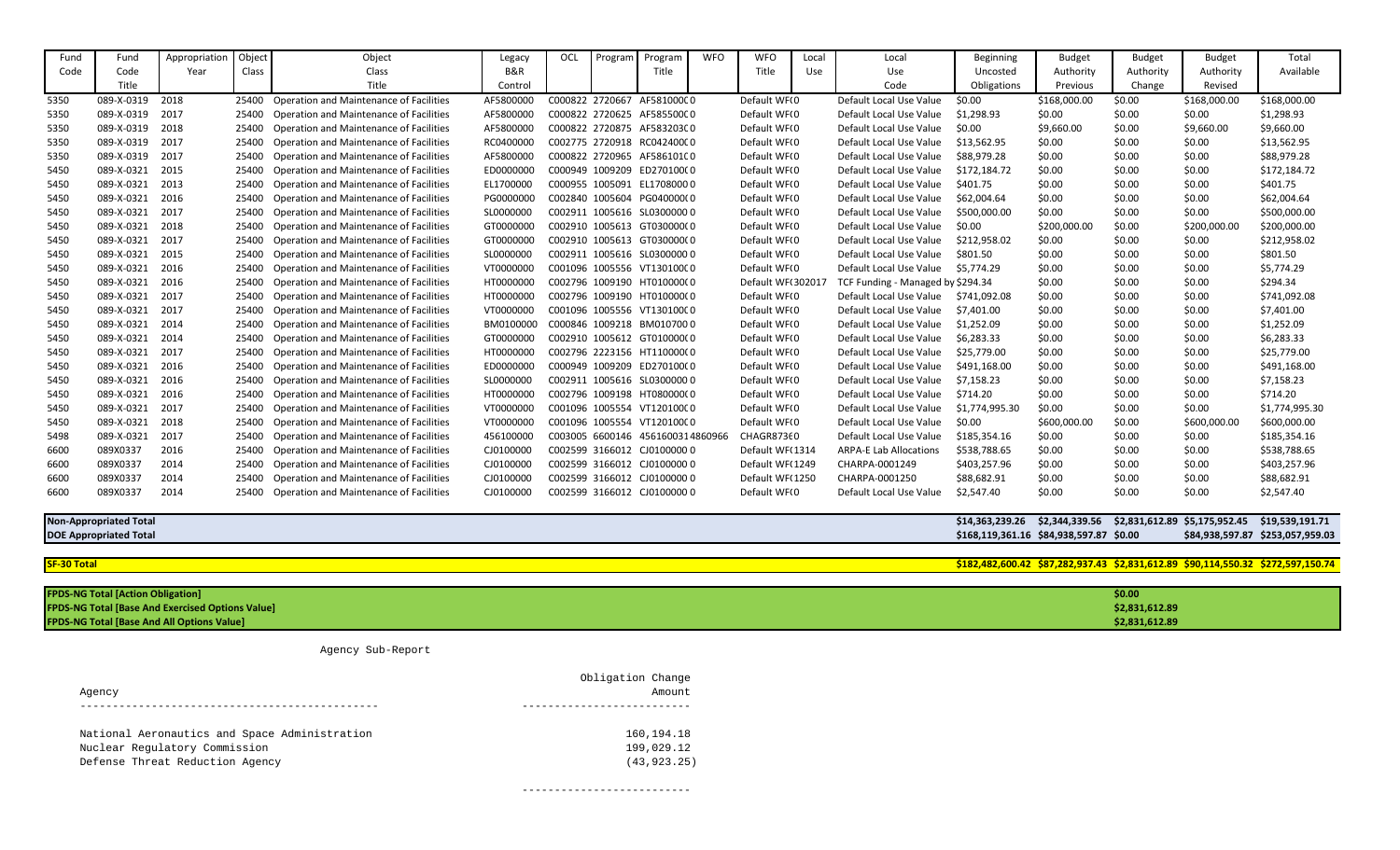| Fund Code | Fund Code Title | Appropriation Year | Object Class | Object Class Title | Legacy B&R Control | OCL | Program | Program Title | WFO | WFO Title | Local Use | Local Use Code | Beginning Uncosted Obligations | Budget Authority Previous | Budget Authority Change | Budget Authority Revised | Total Available |
|---|---|---|---|---|---|---|---|---|---|---|---|---|---|---|---|---|---|
| 5350 | 089-X-0319 | 2018 | 25400 | Operation and Maintenance of Facilities | AF5800000 | C000822 | 2720667 | AF581000C0 | | Default WF(0 | | Default Local Use Value | $0.00 | $168,000.00 | $0.00 | $168,000.00 | $168,000.00 |
| 5350 | 089-X-0319 | 2017 | 25400 | Operation and Maintenance of Facilities | AF5800000 | C000822 | 2720625 | AF585500C0 | | Default WF(0 | | Default Local Use Value | $1,298.93 | $0.00 | $0.00 | $0.00 | $1,298.93 |
| 5350 | 089-X-0319 | 2018 | 25400 | Operation and Maintenance of Facilities | AF5800000 | C000822 | 2720875 | AF583203C0 | | Default WF(0 | | Default Local Use Value | $0.00 | $9,660.00 | $0.00 | $9,660.00 | $9,660.00 |
| 5350 | 089-X-0319 | 2017 | 25400 | Operation and Maintenance of Facilities | RC0400000 | C002775 | 2720918 | RC042400C0 | | Default WF(0 | | Default Local Use Value | $13,562.95 | $0.00 | $0.00 | $0.00 | $13,562.95 |
| 5350 | 089-X-0319 | 2017 | 25400 | Operation and Maintenance of Facilities | AF5800000 | C000822 | 2720965 | AF586101C0 | | Default WF(0 | | Default Local Use Value | $88,979.28 | $0.00 | $0.00 | $0.00 | $88,979.28 |
| 5450 | 089-X-0321 | 2015 | 25400 | Operation and Maintenance of Facilities | ED0000000 | C000949 | 1009209 | ED270100C0 | | Default WF(0 | | Default Local Use Value | $172,184.72 | $0.00 | $0.00 | $0.00 | $172,184.72 |
| 5450 | 089-X-0321 | 2013 | 25400 | Operation and Maintenance of Facilities | EL1700000 | C000955 | 1005091 | EL17080000 | | Default WF(0 | | Default Local Use Value | $401.75 | $0.00 | $0.00 | $0.00 | $401.75 |
| 5450 | 089-X-0321 | 2016 | 25400 | Operation and Maintenance of Facilities | PG0000000 | C002840 | 1005604 | PG040000C0 | | Default WF(0 | | Default Local Use Value | $62,004.64 | $0.00 | $0.00 | $0.00 | $62,004.64 |
| 5450 | 089-X-0321 | 2017 | 25400 | Operation and Maintenance of Facilities | SL0000000 | C002911 | 1005616 | SL03000000 | | Default WF(0 | | Default Local Use Value | $500,000.00 | $0.00 | $0.00 | $0.00 | $500,000.00 |
| 5450 | 089-X-0321 | 2018 | 25400 | Operation and Maintenance of Facilities | GT0000000 | C002910 | 1005613 | GT030000C0 | | Default WF(0 | | Default Local Use Value | $0.00 | $200,000.00 | $0.00 | $200,000.00 | $200,000.00 |
| 5450 | 089-X-0321 | 2017 | 25400 | Operation and Maintenance of Facilities | GT0000000 | C002910 | 1005613 | GT030000C0 | | Default WF(0 | | Default Local Use Value | $212,958.02 | $0.00 | $0.00 | $0.00 | $212,958.02 |
| 5450 | 089-X-0321 | 2015 | 25400 | Operation and Maintenance of Facilities | SL0000000 | C002911 | 1005616 | SL03000000 | | Default WF(0 | | Default Local Use Value | $801.50 | $0.00 | $0.00 | $0.00 | $801.50 |
| 5450 | 089-X-0321 | 2016 | 25400 | Operation and Maintenance of Facilities | VT0000000 | C001096 | 1005556 | VT130100C0 | | Default WF(0 | | Default Local Use Value | $5,774.29 | $0.00 | $0.00 | $0.00 | $5,774.29 |
| 5450 | 089-X-0321 | 2016 | 25400 | Operation and Maintenance of Facilities | HT0000000 | C002796 | 1009190 | HT010000C0 | | Default WF( | 302017 | TCF Funding - Managed by | $294.34 | $0.00 | $0.00 | $0.00 | $294.34 |
| 5450 | 089-X-0321 | 2017 | 25400 | Operation and Maintenance of Facilities | HT0000000 | C002796 | 1009190 | HT010000C0 | | Default WF(0 | | Default Local Use Value | $741,092.08 | $0.00 | $0.00 | $0.00 | $741,092.08 |
| 5450 | 089-X-0321 | 2017 | 25400 | Operation and Maintenance of Facilities | VT0000000 | C001096 | 1005556 | VT130100C0 | | Default WF(0 | | Default Local Use Value | $7,401.00 | $0.00 | $0.00 | $0.00 | $7,401.00 |
| 5450 | 089-X-0321 | 2014 | 25400 | Operation and Maintenance of Facilities | BM0100000 | C000846 | 1009218 | BM0107000 | | Default WF(0 | | Default Local Use Value | $1,252.09 | $0.00 | $0.00 | $0.00 | $1,252.09 |
| 5450 | 089-X-0321 | 2014 | 25400 | Operation and Maintenance of Facilities | GT0000000 | C002910 | 1005612 | GT010000C0 | | Default WF(0 | | Default Local Use Value | $6,283.33 | $0.00 | $0.00 | $0.00 | $6,283.33 |
| 5450 | 089-X-0321 | 2017 | 25400 | Operation and Maintenance of Facilities | HT0000000 | C002796 | 2223156 | HT110000C0 | | Default WF(0 | | Default Local Use Value | $25,779.00 | $0.00 | $0.00 | $0.00 | $25,779.00 |
| 5450 | 089-X-0321 | 2016 | 25400 | Operation and Maintenance of Facilities | ED0000000 | C000949 | 1009209 | ED270100C0 | | Default WF(0 | | Default Local Use Value | $491,168.00 | $0.00 | $0.00 | $0.00 | $491,168.00 |
| 5450 | 089-X-0321 | 2016 | 25400 | Operation and Maintenance of Facilities | SL0000000 | C002911 | 1005616 | SL03000000 | | Default WF(0 | | Default Local Use Value | $7,158.23 | $0.00 | $0.00 | $0.00 | $7,158.23 |
| 5450 | 089-X-0321 | 2016 | 25400 | Operation and Maintenance of Facilities | HT0000000 | C002796 | 1009198 | HT080000C0 | | Default WF(0 | | Default Local Use Value | $714.20 | $0.00 | $0.00 | $0.00 | $714.20 |
| 5450 | 089-X-0321 | 2017 | 25400 | Operation and Maintenance of Facilities | VT0000000 | C001096 | 1005554 | VT120100C0 | | Default WF(0 | | Default Local Use Value | $1,774,995.30 | $0.00 | $0.00 | $0.00 | $1,774,995.30 |
| 5450 | 089-X-0321 | 2018 | 25400 | Operation and Maintenance of Facilities | VT0000000 | C001096 | 1005554 | VT120100C0 | | Default WF(0 | | Default Local Use Value | $0.00 | $600,000.00 | $0.00 | $600,000.00 | $600,000.00 |
| 5498 | 089-X-0321 | 2017 | 25400 | Operation and Maintenance of Facilities | 456100000 | C003005 | 6600146 | 4561600314860966 | | CHAGR8736 | 0 | Default Local Use Value | $185,354.16 | $0.00 | $0.00 | $0.00 | $185,354.16 |
| 6600 | 089X0337 | 2016 | 25400 | Operation and Maintenance of Facilities | CJ0100000 | C002599 | 3166012 | CJ01000000 | | Default WF( | 1314 | ARPA-E Lab Allocations | $538,788.65 | $0.00 | $0.00 | $0.00 | $538,788.65 |
| 6600 | 089X0337 | 2014 | 25400 | Operation and Maintenance of Facilities | CJ0100000 | C002599 | 3166012 | CJ01000000 | | Default WF( | 1249 | CHARPA-0001249 | $403,257.96 | $0.00 | $0.00 | $0.00 | $403,257.96 |
| 6600 | 089X0337 | 2014 | 25400 | Operation and Maintenance of Facilities | CJ0100000 | C002599 | 3166012 | CJ01000000 | | Default WF( | 1250 | CHARPA-0001250 | $88,682.91 | $0.00 | $0.00 | $0.00 | $88,682.91 |
| 6600 | 089X0337 | 2014 | 25400 | Operation and Maintenance of Facilities | CJ0100000 | C002599 | 3166012 | CJ01000000 | | Default WF(0 | | Default Local Use Value | $2,547.40 | $0.00 | $0.00 | $0.00 | $2,547.40 |
| **Non-Appropriated Total** | | | | | | | | | | | | | $14,363,239.26 | $2,344,339.56 | $2,831,612.89 | $5,175,952.45 | $19,539,191.71 |
| **DOE Appropriated Total** | | | | | | | | | | | | | $168,119,361.16 | $84,938,597.87 | $0.00 | $84,938,597.87 | $253,057,959.03 |
| **SF-30 Total** | | | | | | | | | | | | | $182,482,600.42 | $87,282,937.43 | $2,831,612.89 | $90,114,550.32 | $272,597,150.74 |

| | |
|---|---|
| **FPDS-NG Total [Action Obligation]** | $0.00 |
| **FPDS-NG Total [Base And Exercised Options Value]** | $2,831,612.89 |
| **FPDS-NG Total [Base And All Options Value]** | $2,831,612.89 |

Agency Sub-Report

| Agency | Obligation Change Amount |
|---|---|
| National Aeronautics and Space Administration | 160,194.18 |
| Nuclear Regulatory Commission | 199,029.12 |
| Defense Threat Reduction Agency | (43,923.25) |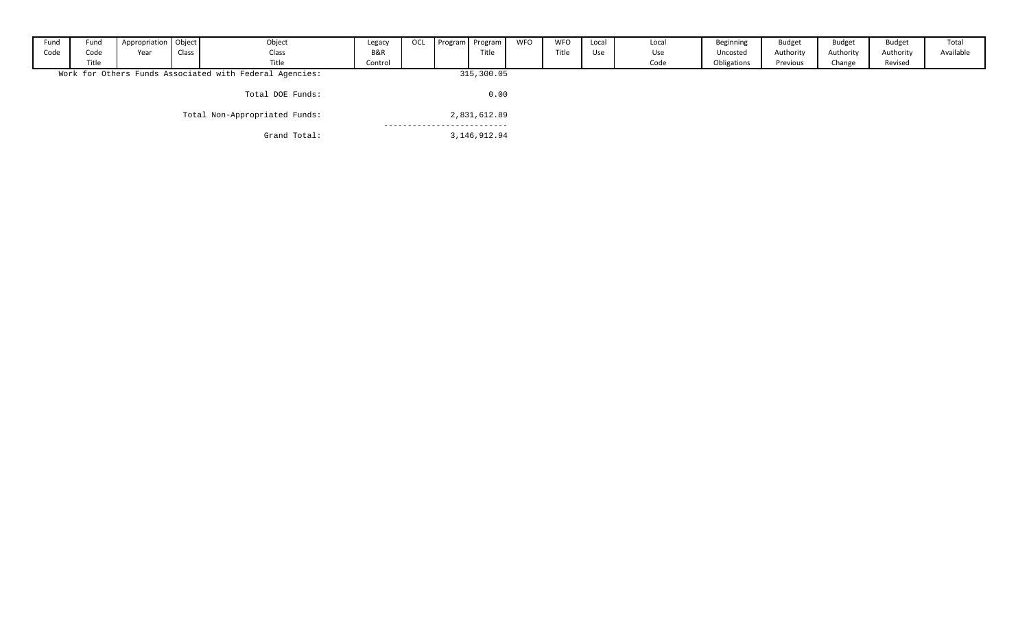| Fund Code | Fund Code Title | Appropriation Year | Object Class | Object Class Title | Legacy B&R Control | OCL | Program | Program Title | WFO | WFO Title | Local Use | Local Use Code | Beginning Uncosted Obligations | Budget Authority Previous | Budget Authority Change | Budget Authority Revised | Total Available |
|---|---|---|---|---|---|---|---|---|---|---|---|---|---|---|---|---|---|

```
Work for Others Funds Associated with Federal Agencies:          315,300.05

                                      Total DOE Funds:                 0.00

                        Total Non-Appropriated Funds:          2,831,612.89
                                                     --------------------------
                                          Grand Total:          3,146,912.94
```